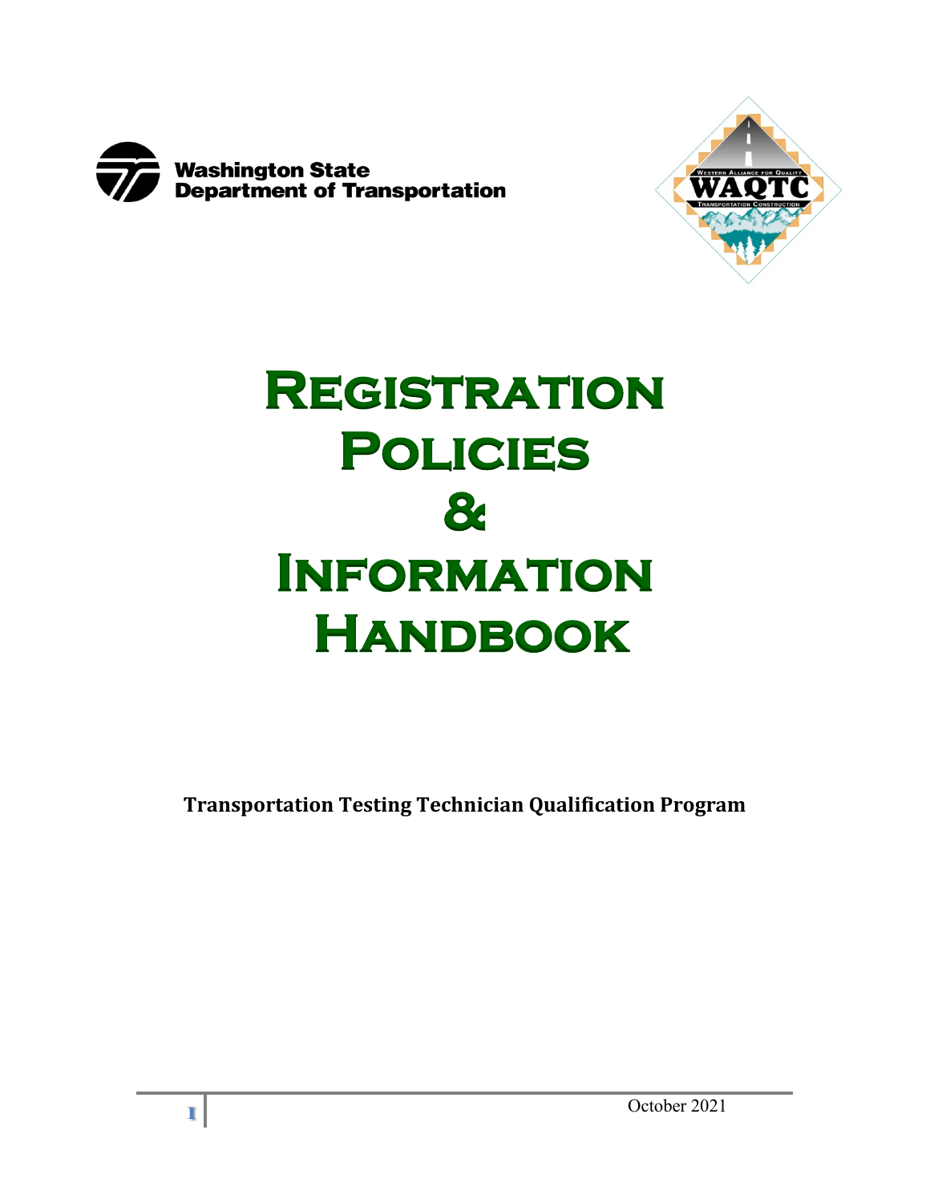Washington State Department of Transportation

WESTERN ALLIANCE FOR QUALITY WAQTC TRANSPORTATION CONSTRUCTION

# Registration Policies & Information Handbook

**Transportation Testing Technician Qualification Program**

October 2021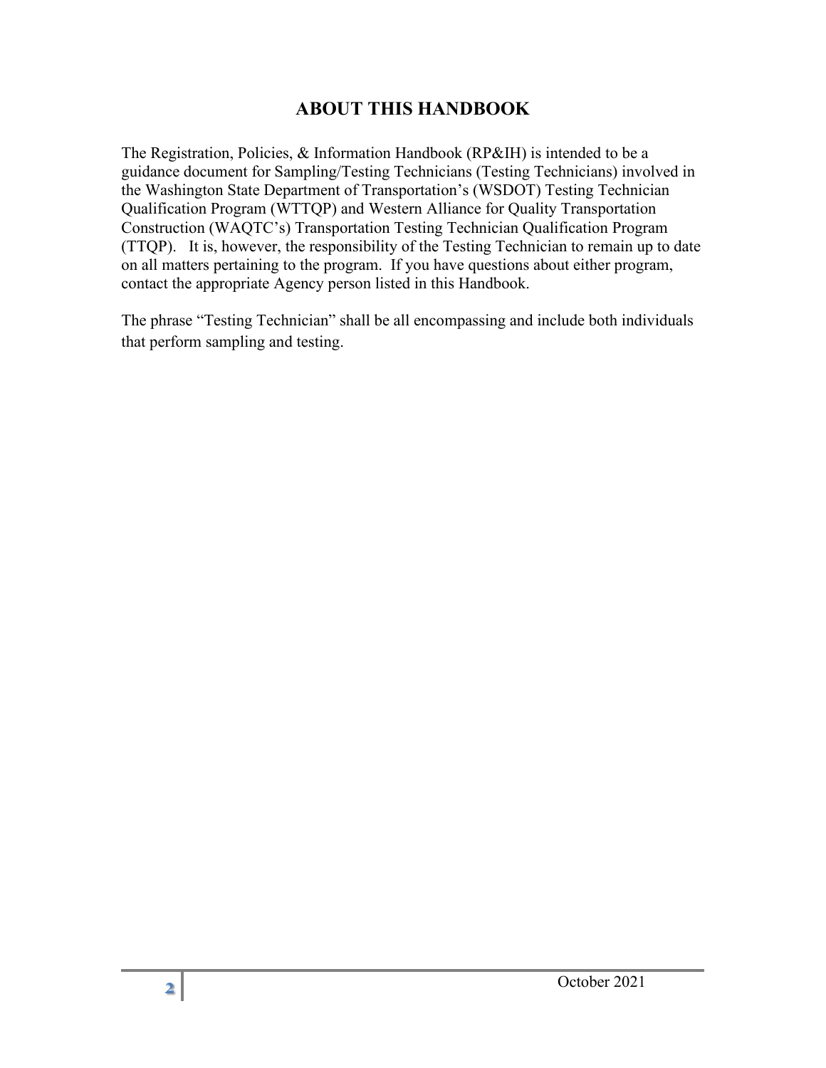# ABOUT THIS HANDBOOK

The Registration, Policies, & Information Handbook (RP&IH) is intended to be a guidance document for Sampling/Testing Technicians (Testing Technicians) involved in the Washington State Department of Transportation's (WSDOT) Testing Technician Qualification Program (WTTQP) and Western Alliance for Quality Transportation Construction (WAQTC's) Transportation Testing Technician Qualification Program (TTQP). It is, however, the responsibility of the Testing Technician to remain up to date on all matters pertaining to the program. If you have questions about either program, contact the appropriate Agency person listed in this Handbook.

The phrase "Testing Technician" shall be all encompassing and include both individuals that perform sampling and testing.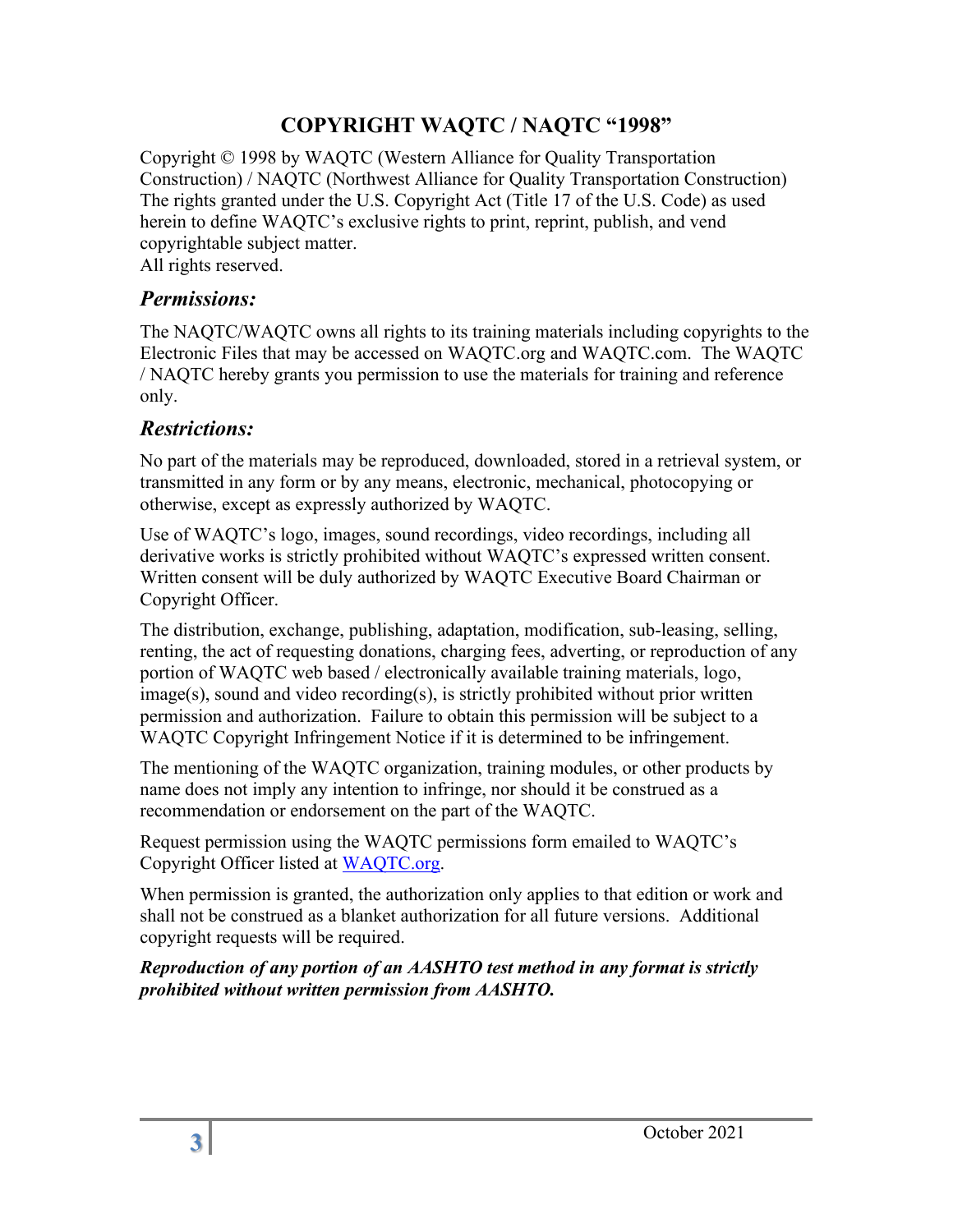# COPYRIGHT WAQTC / NAQTC "1998"

Copyright © 1998 by WAQTC (Western Alliance for Quality Transportation Construction) / NAQTC (Northwest Alliance for Quality Transportation Construction) The rights granted under the U.S. Copyright Act (Title 17 of the U.S. Code) as used herein to define WAQTC's exclusive rights to print, reprint, publish, and vend copyrightable subject matter.
All rights reserved.

## *Permissions:*

The NAQTC/WAQTC owns all rights to its training materials including copyrights to the Electronic Files that may be accessed on WAQTC.org and WAQTC.com. The WAQTC / NAQTC hereby grants you permission to use the materials for training and reference only.

## *Restrictions:*

No part of the materials may be reproduced, downloaded, stored in a retrieval system, or transmitted in any form or by any means, electronic, mechanical, photocopying or otherwise, except as expressly authorized by WAQTC.

Use of WAQTC's logo, images, sound recordings, video recordings, including all derivative works is strictly prohibited without WAQTC's expressed written consent. Written consent will be duly authorized by WAQTC Executive Board Chairman or Copyright Officer.

The distribution, exchange, publishing, adaptation, modification, sub-leasing, selling, renting, the act of requesting donations, charging fees, adverting, or reproduction of any portion of WAQTC web based / electronically available training materials, logo, image(s), sound and video recording(s), is strictly prohibited without prior written permission and authorization. Failure to obtain this permission will be subject to a WAQTC Copyright Infringement Notice if it is determined to be infringement.

The mentioning of the WAQTC organization, training modules, or other products by name does not imply any intention to infringe, nor should it be construed as a recommendation or endorsement on the part of the WAQTC.

Request permission using the WAQTC permissions form emailed to WAQTC's Copyright Officer listed at [WAQTC.org](WAQTC.org).

When permission is granted, the authorization only applies to that edition or work and shall not be construed as a blanket authorization for all future versions. Additional copyright requests will be required.

***Reproduction of any portion of an AASHTO test method in any format is strictly prohibited without written permission from AASHTO.***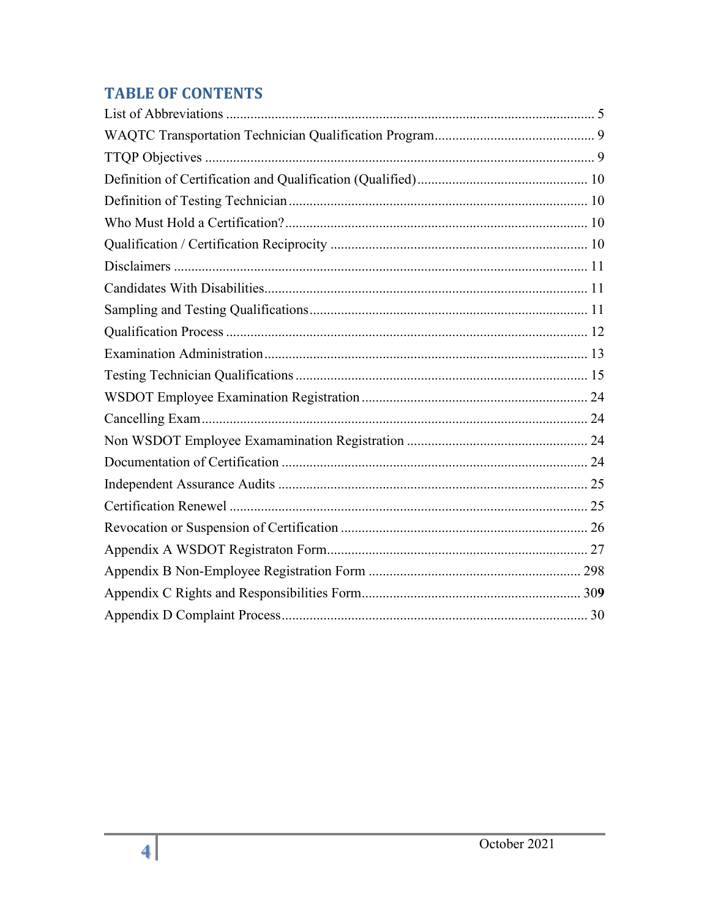## TABLE OF CONTENTS

List of Abbreviations ........................................................................................................ 5
WAQTC Transportation Technician Qualification Program............................................. 9
TTQP Objectives .............................................................................................................. 9
Definition of Certification and Qualification (Qualified)................................................ 10
Definition of Testing Technician ..................................................................................... 10
Who Must Hold a Certification?...................................................................................... 10
Qualification / Certification Reciprocity ......................................................................... 10
Disclaimers ...................................................................................................................... 11
Candidates With Disabilities............................................................................................ 11
Sampling and Testing Qualifications............................................................................... 11
Qualification Process ....................................................................................................... 12
Examination Administration............................................................................................ 13
Testing Technician Qualifications ................................................................................... 15
WSDOT Employee Examination Registration ................................................................ 24
Cancelling Exam.............................................................................................................. 24
Non WSDOT Employee Examamination Registration .................................................... 24
Documentation of Certification ....................................................................................... 24
Independent Assurance Audits ........................................................................................ 25
Certification Renewel ...................................................................................................... 25
Revocation or Suspension of Certification ...................................................................... 26
Appendix A WSDOT Registraton Form.......................................................................... 27
Appendix B Non-Employee Registration Form ............................................................ 298
Appendix C Rights and Responsibilities Form.............................................................. 309
Appendix D Complaint Process....................................................................................... 30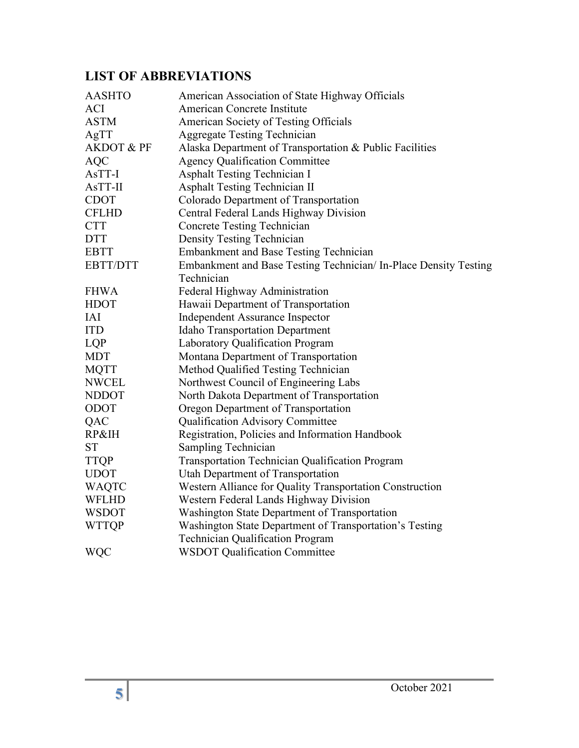## LIST OF ABBREVIATIONS

| | |
|---|---|
| AASHTO | American Association of State Highway Officials |
| ACI | American Concrete Institute |
| ASTM | American Society of Testing Officials |
| AgTT | Aggregate Testing Technician |
| AKDOT & PF | Alaska Department of Transportation & Public Facilities |
| AQC | Agency Qualification Committee |
| AsTT-I | Asphalt Testing Technician I |
| AsTT-II | Asphalt Testing Technician II |
| CDOT | Colorado Department of Transportation |
| CFLHD | Central Federal Lands Highway Division |
| CTT | Concrete Testing Technician |
| DTT | Density Testing Technician |
| EBTT | Embankment and Base Testing Technician |
| EBTT/DTT | Embankment and Base Testing Technician/ In-Place Density Testing Technician |
| FHWA | Federal Highway Administration |
| HDOT | Hawaii Department of Transportation |
| IAI | Independent Assurance Inspector |
| ITD | Idaho Transportation Department |
| LQP | Laboratory Qualification Program |
| MDT | Montana Department of Transportation |
| MQTT | Method Qualified Testing Technician |
| NWCEL | Northwest Council of Engineering Labs |
| NDDOT | North Dakota Department of Transportation |
| ODOT | Oregon Department of Transportation |
| QAC | Qualification Advisory Committee |
| RP&IH | Registration, Policies and Information Handbook |
| ST | Sampling Technician |
| TTQP | Transportation Technician Qualification Program |
| UDOT | Utah Department of Transportation |
| WAQTC | Western Alliance for Quality Transportation Construction |
| WFLHD | Western Federal Lands Highway Division |
| WSDOT | Washington State Department of Transportation |
| WTTQP | Washington State Department of Transportation's Testing Technician Qualification Program |
| WQC | WSDOT Qualification Committee |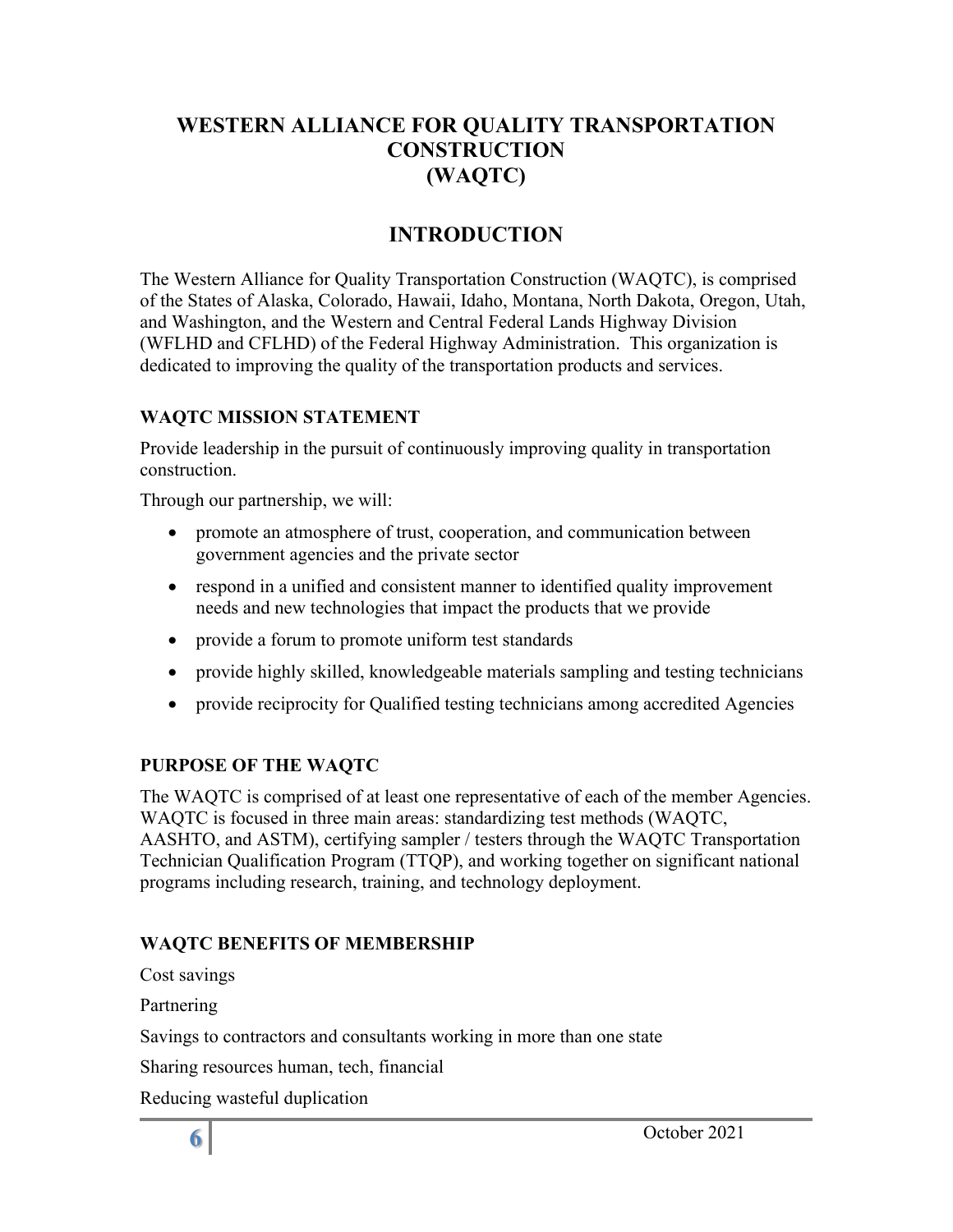# WESTERN ALLIANCE FOR QUALITY TRANSPORTATION CONSTRUCTION (WAQTC)

## INTRODUCTION

The Western Alliance for Quality Transportation Construction (WAQTC), is comprised of the States of Alaska, Colorado, Hawaii, Idaho, Montana, North Dakota, Oregon, Utah, and Washington, and the Western and Central Federal Lands Highway Division (WFLHD and CFLHD) of the Federal Highway Administration. This organization is dedicated to improving the quality of the transportation products and services.

### WAQTC MISSION STATEMENT

Provide leadership in the pursuit of continuously improving quality in transportation construction.

Through our partnership, we will:

- promote an atmosphere of trust, cooperation, and communication between government agencies and the private sector
- respond in a unified and consistent manner to identified quality improvement needs and new technologies that impact the products that we provide
- provide a forum to promote uniform test standards
- provide highly skilled, knowledgeable materials sampling and testing technicians
- provide reciprocity for Qualified testing technicians among accredited Agencies

### PURPOSE OF THE WAQTC

The WAQTC is comprised of at least one representative of each of the member Agencies. WAQTC is focused in three main areas: standardizing test methods (WAQTC, AASHTO, and ASTM), certifying sampler / testers through the WAQTC Transportation Technician Qualification Program (TTQP), and working together on significant national programs including research, training, and technology deployment.

### WAQTC BENEFITS OF MEMBERSHIP

Cost savings

Partnering

Savings to contractors and consultants working in more than one state

Sharing resources human, tech, financial

Reducing wasteful duplication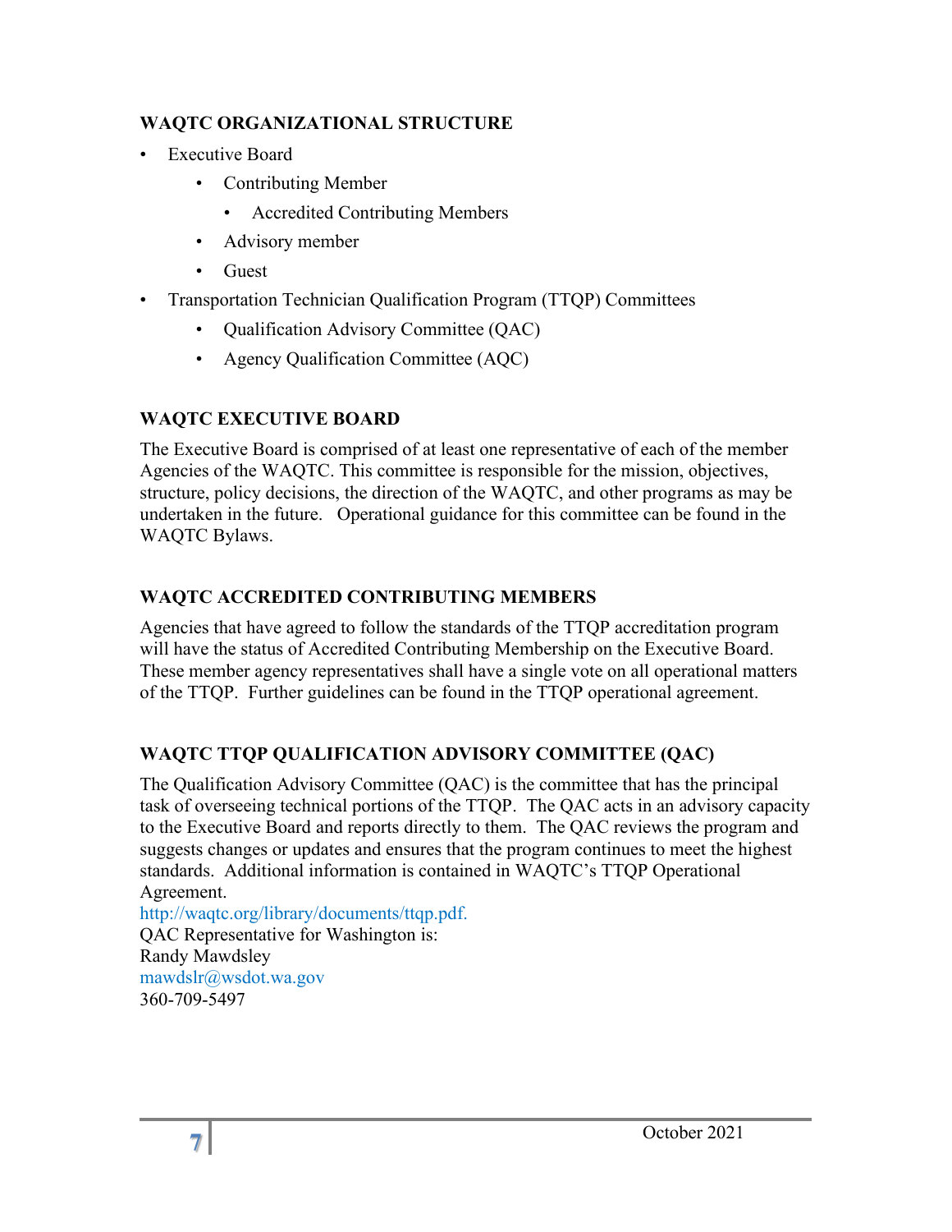## WAQTC ORGANIZATIONAL STRUCTURE

- Executive Board
  - Contributing Member
    - Accredited Contributing Members
  - Advisory member
  - Guest
- Transportation Technician Qualification Program (TTQP) Committees
  - Qualification Advisory Committee (QAC)
  - Agency Qualification Committee (AQC)

## WAQTC EXECUTIVE BOARD

The Executive Board is comprised of at least one representative of each of the member Agencies of the WAQTC. This committee is responsible for the mission, objectives, structure, policy decisions, the direction of the WAQTC, and other programs as may be undertaken in the future. Operational guidance for this committee can be found in the WAQTC Bylaws.

## WAQTC ACCREDITED CONTRIBUTING MEMBERS

Agencies that have agreed to follow the standards of the TTQP accreditation program will have the status of Accredited Contributing Membership on the Executive Board. These member agency representatives shall have a single vote on all operational matters of the TTQP. Further guidelines can be found in the TTQP operational agreement.

## WAQTC TTQP QUALIFICATION ADVISORY COMMITTEE (QAC)

The Qualification Advisory Committee (QAC) is the committee that has the principal task of overseeing technical portions of the TTQP. The QAC acts in an advisory capacity to the Executive Board and reports directly to them. The QAC reviews the program and suggests changes or updates and ensures that the program continues to meet the highest standards. Additional information is contained in WAQTC's TTQP Operational Agreement.
http://waqtc.org/library/documents/ttqp.pdf.
QAC Representative for Washington is:
Randy Mawdsley
mawdslr@wsdot.wa.gov
360-709-5497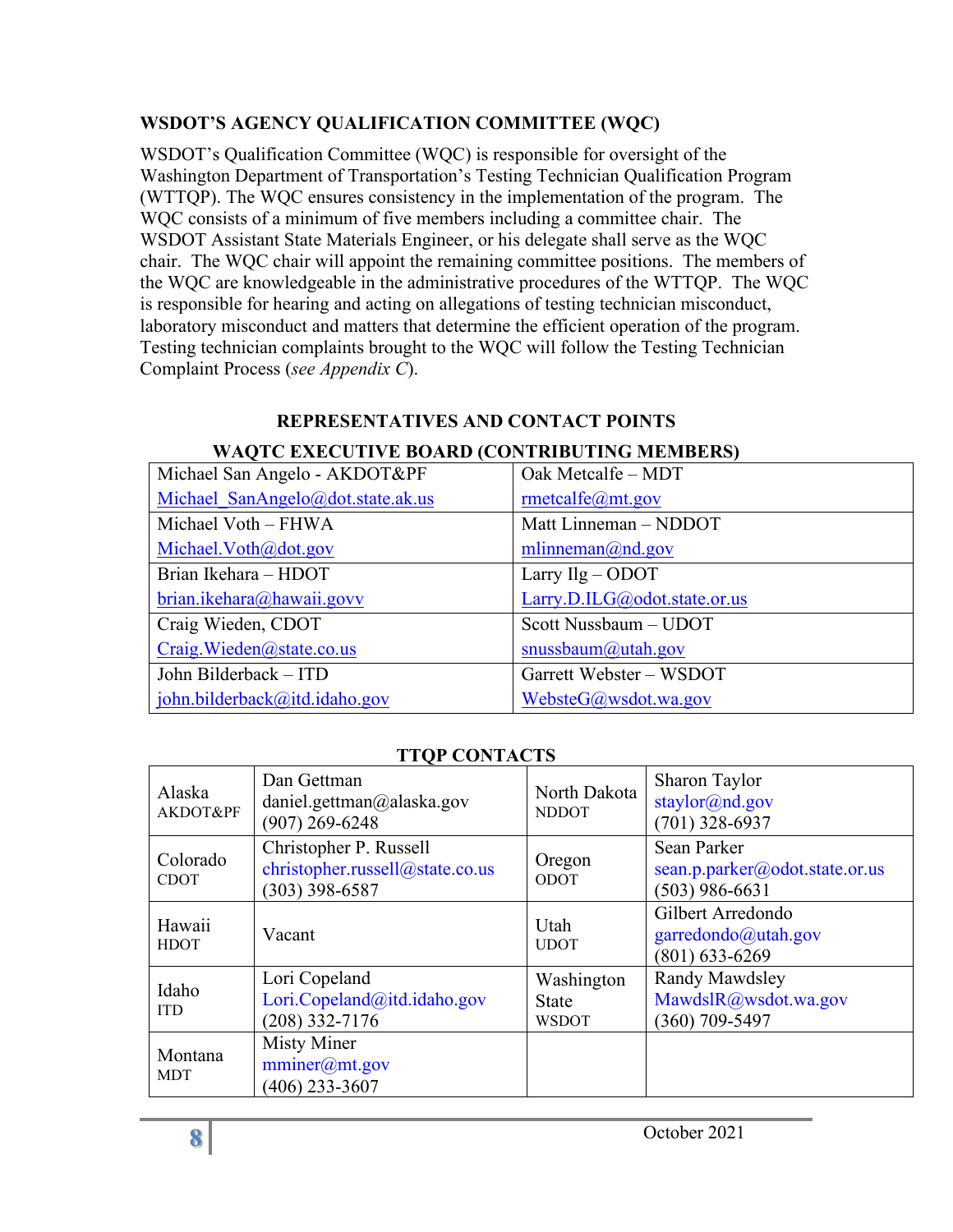## WSDOT'S AGENCY QUALIFICATION COMMITTEE (WQC)

WSDOT's Qualification Committee (WQC) is responsible for oversight of the Washington Department of Transportation's Testing Technician Qualification Program (WTTQP). The WQC ensures consistency in the implementation of the program. The WQC consists of a minimum of five members including a committee chair. The WSDOT Assistant State Materials Engineer, or his delegate shall serve as the WQC chair. The WQC chair will appoint the remaining committee positions. The members of the WQC are knowledgeable in the administrative procedures of the WTTQP. The WQC is responsible for hearing and acting on allegations of testing technician misconduct, laboratory misconduct and matters that determine the efficient operation of the program. Testing technician complaints brought to the WQC will follow the Testing Technician Complaint Process (*see Appendix C*).

## REPRESENTATIVES AND CONTACT POINTS

### WAQTC EXECUTIVE BOARD (CONTRIBUTING MEMBERS)

| | |
|---|---|
| Michael San Angelo - AKDOT&PF<br>Michael_SanAngelo@dot.state.ak.us | Oak Metcalfe – MDT<br>rmetcalfe@mt.gov |
| Michael Voth – FHWA<br>Michael.Voth@dot.gov | Matt Linneman – NDDOT<br>mlinneman@nd.gov |
| Brian Ikehara – HDOT<br>brian.ikehara@hawaii.govv | Larry Ilg – ODOT<br>Larry.D.ILG@odot.state.or.us |
| Craig Wieden, CDOT<br>Craig.Wieden@state.co.us | Scott Nussbaum – UDOT<br>snussbaum@utah.gov |
| John Bilderback – ITD<br>john.bilderback@itd.idaho.gov | Garrett Webster – WSDOT<br>WebsteG@wsdot.wa.gov |

### TTQP CONTACTS

| | | | |
|---|---|---|---|
| Alaska<br>AKDOT&PF | Dan Gettman<br>daniel.gettman@alaska.gov<br>(907) 269-6248 | North Dakota<br>NDDOT | Sharon Taylor<br>staylor@nd.gov<br>(701) 328-6937 |
| Colorado<br>CDOT | Christopher P. Russell<br>christopher.russell@state.co.us<br>(303) 398-6587 | Oregon<br>ODOT | Sean Parker<br>sean.p.parker@odot.state.or.us<br>(503) 986-6631 |
| Hawaii<br>HDOT | Vacant | Utah<br>UDOT | Gilbert Arredondo<br>garredondo@utah.gov<br>(801) 633-6269 |
| Idaho<br>ITD | Lori Copeland<br>Lori.Copeland@itd.idaho.gov<br>(208) 332-7176 | Washington State<br>WSDOT | Randy Mawdsley<br>MawdslR@wsdot.wa.gov<br>(360) 709-5497 |
| Montana<br>MDT | Misty Miner<br>mminer@mt.gov<br>(406) 233-3607 | | |

October 2021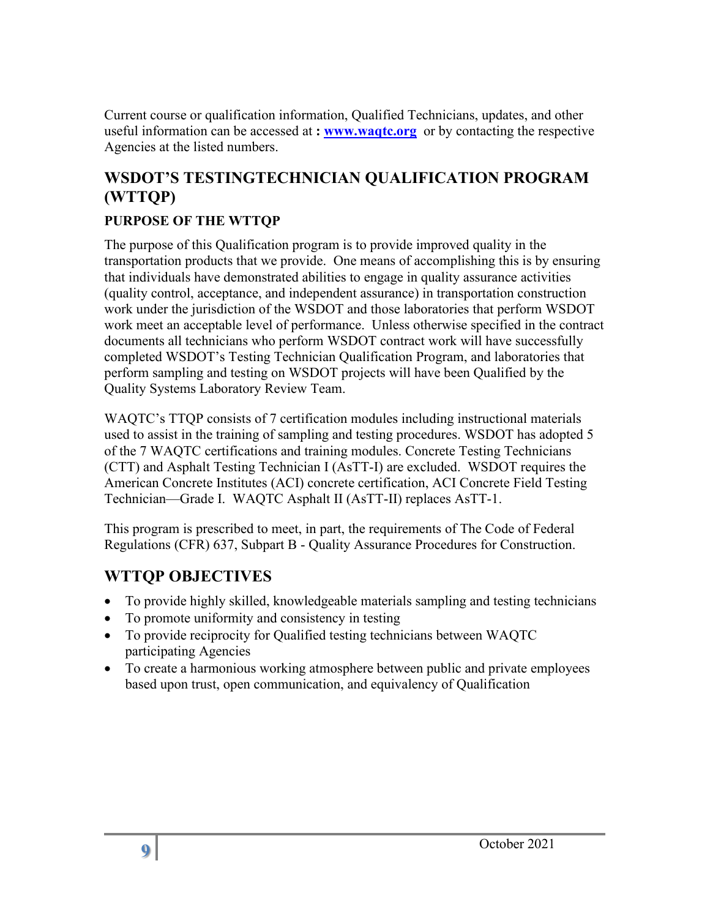Current course or qualification information, Qualified Technicians, updates, and other useful information can be accessed at **:** [www.waqtc.org](http://www.waqtc.org) or by contacting the respective Agencies at the listed numbers.

## WSDOT'S TESTINGTECHNICIAN QUALIFICATION PROGRAM (WTTQP)

### PURPOSE OF THE WTTQP

The purpose of this Qualification program is to provide improved quality in the transportation products that we provide. One means of accomplishing this is by ensuring that individuals have demonstrated abilities to engage in quality assurance activities (quality control, acceptance, and independent assurance) in transportation construction work under the jurisdiction of the WSDOT and those laboratories that perform WSDOT work meet an acceptable level of performance. Unless otherwise specified in the contract documents all technicians who perform WSDOT contract work will have successfully completed WSDOT's Testing Technician Qualification Program, and laboratories that perform sampling and testing on WSDOT projects will have been Qualified by the Quality Systems Laboratory Review Team.

WAQTC's TTQP consists of 7 certification modules including instructional materials used to assist in the training of sampling and testing procedures. WSDOT has adopted 5 of the 7 WAQTC certifications and training modules. Concrete Testing Technicians (CTT) and Asphalt Testing Technician I (AsTT-I) are excluded. WSDOT requires the American Concrete Institutes (ACI) concrete certification, ACI Concrete Field Testing Technician—Grade I. WAQTC Asphalt II (AsTT-II) replaces AsTT-1.

This program is prescribed to meet, in part, the requirements of The Code of Federal Regulations (CFR) 637, Subpart B - Quality Assurance Procedures for Construction.

## WTTQP OBJECTIVES

- To provide highly skilled, knowledgeable materials sampling and testing technicians
- To promote uniformity and consistency in testing
- To provide reciprocity for Qualified testing technicians between WAQTC participating Agencies
- To create a harmonious working atmosphere between public and private employees based upon trust, open communication, and equivalency of Qualification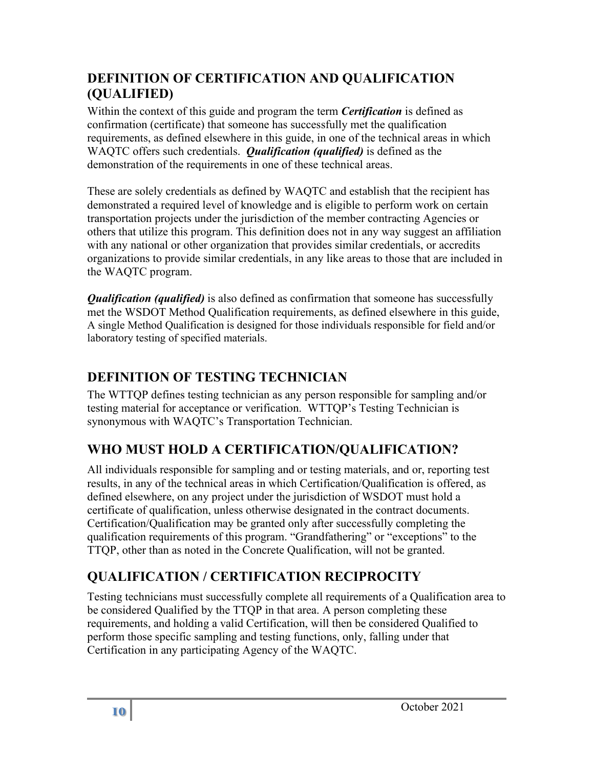## DEFINITION OF CERTIFICATION AND QUALIFICATION (QUALIFIED)

Within the context of this guide and program the term ***Certification*** is defined as confirmation (certificate) that someone has successfully met the qualification requirements, as defined elsewhere in this guide, in one of the technical areas in which WAQTC offers such credentials. ***Qualification (qualified)*** is defined as the demonstration of the requirements in one of these technical areas.

These are solely credentials as defined by WAQTC and establish that the recipient has demonstrated a required level of knowledge and is eligible to perform work on certain transportation projects under the jurisdiction of the member contracting Agencies or others that utilize this program. This definition does not in any way suggest an affiliation with any national or other organization that provides similar credentials, or accredits organizations to provide similar credentials, in any like areas to those that are included in the WAQTC program.

***Qualification (qualified)*** is also defined as confirmation that someone has successfully met the WSDOT Method Qualification requirements, as defined elsewhere in this guide, A single Method Qualification is designed for those individuals responsible for field and/or laboratory testing of specified materials.

## DEFINITION OF TESTING TECHNICIAN

The WTTQP defines testing technician as any person responsible for sampling and/or testing material for acceptance or verification. WTTQP's Testing Technician is synonymous with WAQTC's Transportation Technician.

## WHO MUST HOLD A CERTIFICATION/QUALIFICATION?

All individuals responsible for sampling and or testing materials, and or, reporting test results, in any of the technical areas in which Certification/Qualification is offered, as defined elsewhere, on any project under the jurisdiction of WSDOT must hold a certificate of qualification, unless otherwise designated in the contract documents. Certification/Qualification may be granted only after successfully completing the qualification requirements of this program. "Grandfathering" or "exceptions" to the TTQP, other than as noted in the Concrete Qualification, will not be granted.

## QUALIFICATION / CERTIFICATION RECIPROCITY

Testing technicians must successfully complete all requirements of a Qualification area to be considered Qualified by the TTQP in that area. A person completing these requirements, and holding a valid Certification, will then be considered Qualified to perform those specific sampling and testing functions, only, falling under that Certification in any participating Agency of the WAQTC.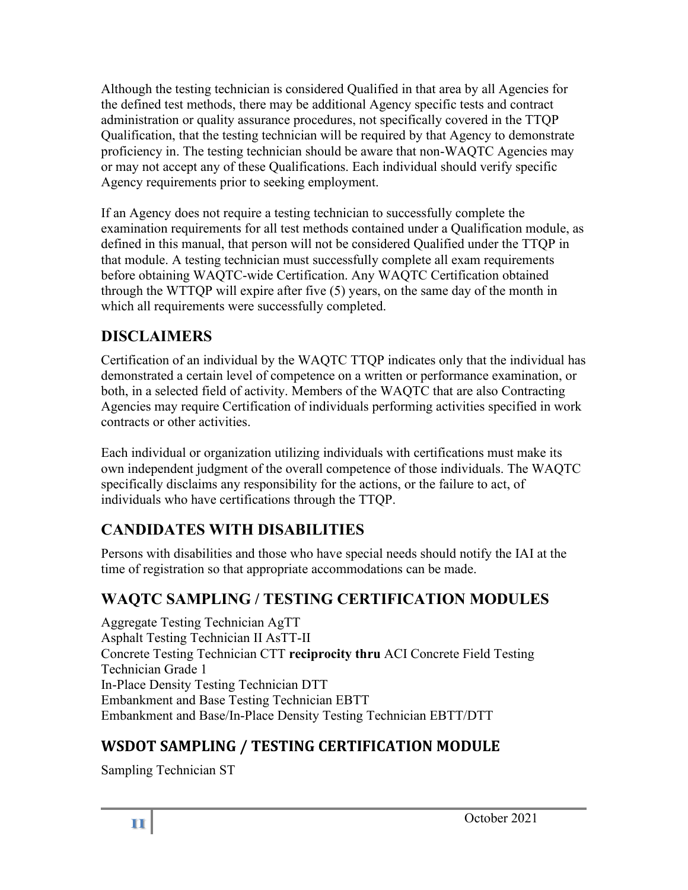Although the testing technician is considered Qualified in that area by all Agencies for the defined test methods, there may be additional Agency specific tests and contract administration or quality assurance procedures, not specifically covered in the TTQP Qualification, that the testing technician will be required by that Agency to demonstrate proficiency in. The testing technician should be aware that non-WAQTC Agencies may or may not accept any of these Qualifications. Each individual should verify specific Agency requirements prior to seeking employment.

If an Agency does not require a testing technician to successfully complete the examination requirements for all test methods contained under a Qualification module, as defined in this manual, that person will not be considered Qualified under the TTQP in that module. A testing technician must successfully complete all exam requirements before obtaining WAQTC-wide Certification. Any WAQTC Certification obtained through the WTTQP will expire after five (5) years, on the same day of the month in which all requirements were successfully completed.

## DISCLAIMERS

Certification of an individual by the WAQTC TTQP indicates only that the individual has demonstrated a certain level of competence on a written or performance examination, or both, in a selected field of activity. Members of the WAQTC that are also Contracting Agencies may require Certification of individuals performing activities specified in work contracts or other activities.

Each individual or organization utilizing individuals with certifications must make its own independent judgment of the overall competence of those individuals. The WAQTC specifically disclaims any responsibility for the actions, or the failure to act, of individuals who have certifications through the TTQP.

## CANDIDATES WITH DISABILITIES

Persons with disabilities and those who have special needs should notify the IAI at the time of registration so that appropriate accommodations can be made.

## WAQTC SAMPLING / TESTING CERTIFICATION MODULES

Aggregate Testing Technician AgTT
Asphalt Testing Technician II AsTT-II
Concrete Testing Technician CTT **reciprocity thru** ACI Concrete Field Testing Technician Grade 1
In-Place Density Testing Technician DTT
Embankment and Base Testing Technician EBTT
Embankment and Base/In-Place Density Testing Technician EBTT/DTT

## WSDOT SAMPLING / TESTING CERTIFICATION MODULE

Sampling Technician ST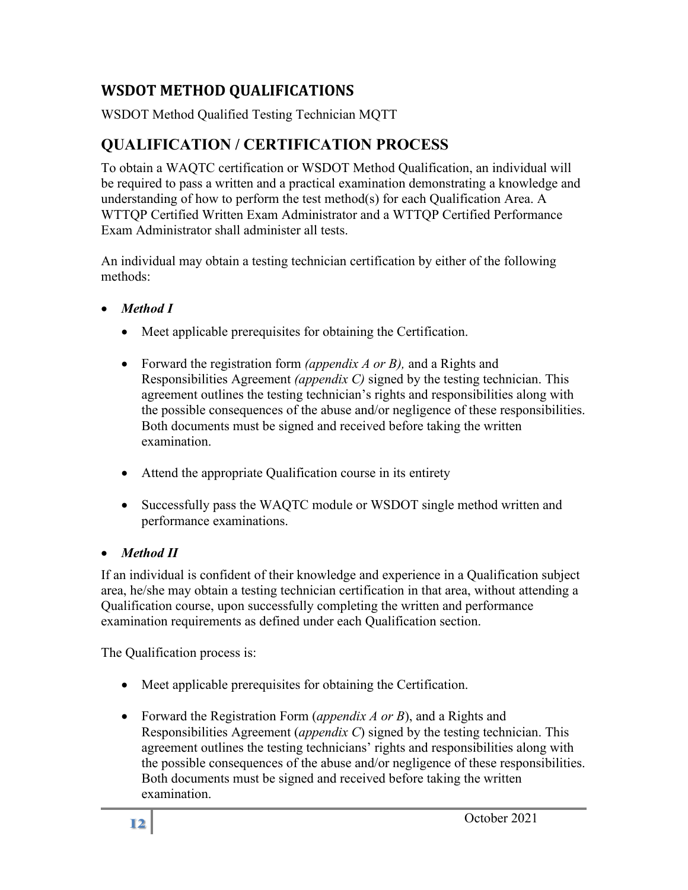## WSDOT METHOD QUALIFICATIONS

WSDOT Method Qualified Testing Technician MQTT

## QUALIFICATION / CERTIFICATION PROCESS

To obtain a WAQTC certification or WSDOT Method Qualification, an individual will be required to pass a written and a practical examination demonstrating a knowledge and understanding of how to perform the test method(s) for each Qualification Area. A WTTQP Certified Written Exam Administrator and a WTTQP Certified Performance Exam Administrator shall administer all tests.

An individual may obtain a testing technician certification by either of the following methods:

- ***Method I***
  - Meet applicable prerequisites for obtaining the Certification.
  - Forward the registration form *(appendix A or B),* and a Rights and Responsibilities Agreement *(appendix C)* signed by the testing technician. This agreement outlines the testing technician's rights and responsibilities along with the possible consequences of the abuse and/or negligence of these responsibilities. Both documents must be signed and received before taking the written examination.
  - Attend the appropriate Qualification course in its entirety
  - Successfully pass the WAQTC module or WSDOT single method written and performance examinations.
- ***Method II***

If an individual is confident of their knowledge and experience in a Qualification subject area, he/she may obtain a testing technician certification in that area, without attending a Qualification course, upon successfully completing the written and performance examination requirements as defined under each Qualification section.

The Qualification process is:

- Meet applicable prerequisites for obtaining the Certification.
- Forward the Registration Form (*appendix A or B*), and a Rights and Responsibilities Agreement (*appendix C*) signed by the testing technician. This agreement outlines the testing technicians' rights and responsibilities along with the possible consequences of the abuse and/or negligence of these responsibilities. Both documents must be signed and received before taking the written examination.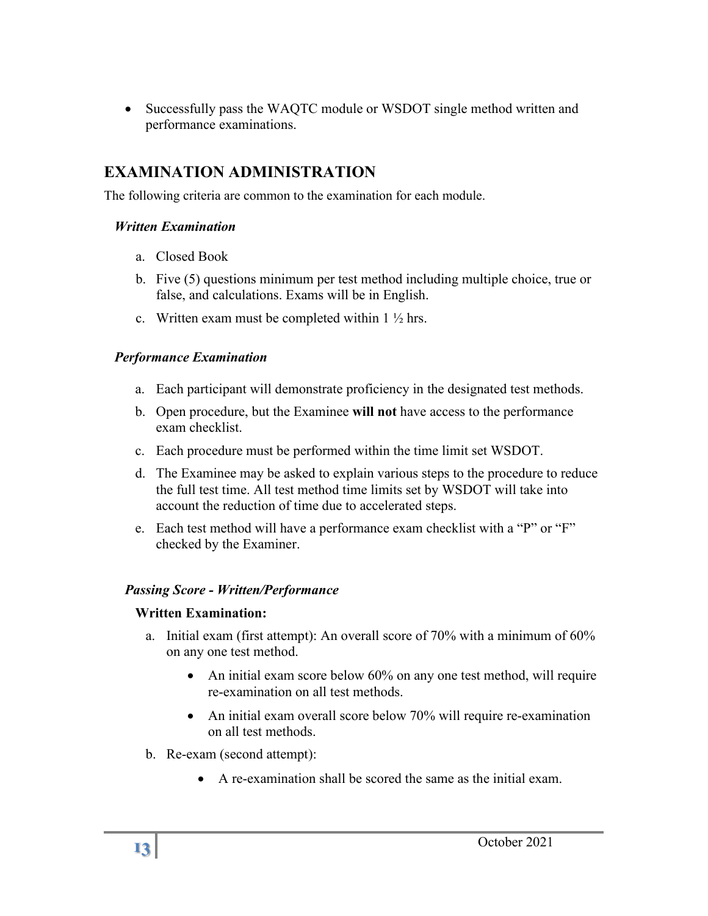- Successfully pass the WAQTC module or WSDOT single method written and performance examinations.

## EXAMINATION ADMINISTRATION

The following criteria are common to the examination for each module.

### *Written Examination*

a. Closed Book

b. Five (5) questions minimum per test method including multiple choice, true or false, and calculations. Exams will be in English.

c. Written exam must be completed within 1 ½ hrs.

### *Performance Examination*

a. Each participant will demonstrate proficiency in the designated test methods.

b. Open procedure, but the Examinee **will not** have access to the performance exam checklist.

c. Each procedure must be performed within the time limit set WSDOT.

d. The Examinee may be asked to explain various steps to the procedure to reduce the full test time. All test method time limits set by WSDOT will take into account the reduction of time due to accelerated steps.

e. Each test method will have a performance exam checklist with a "P" or "F" checked by the Examiner.

### *Passing Score - Written/Performance*

**Written Examination:**

a. Initial exam (first attempt): An overall score of 70% with a minimum of 60% on any one test method.

   - An initial exam score below 60% on any one test method, will require re-examination on all test methods.
   - An initial exam overall score below 70% will require re-examination on all test methods.

b. Re-exam (second attempt):

   - A re-examination shall be scored the same as the initial exam.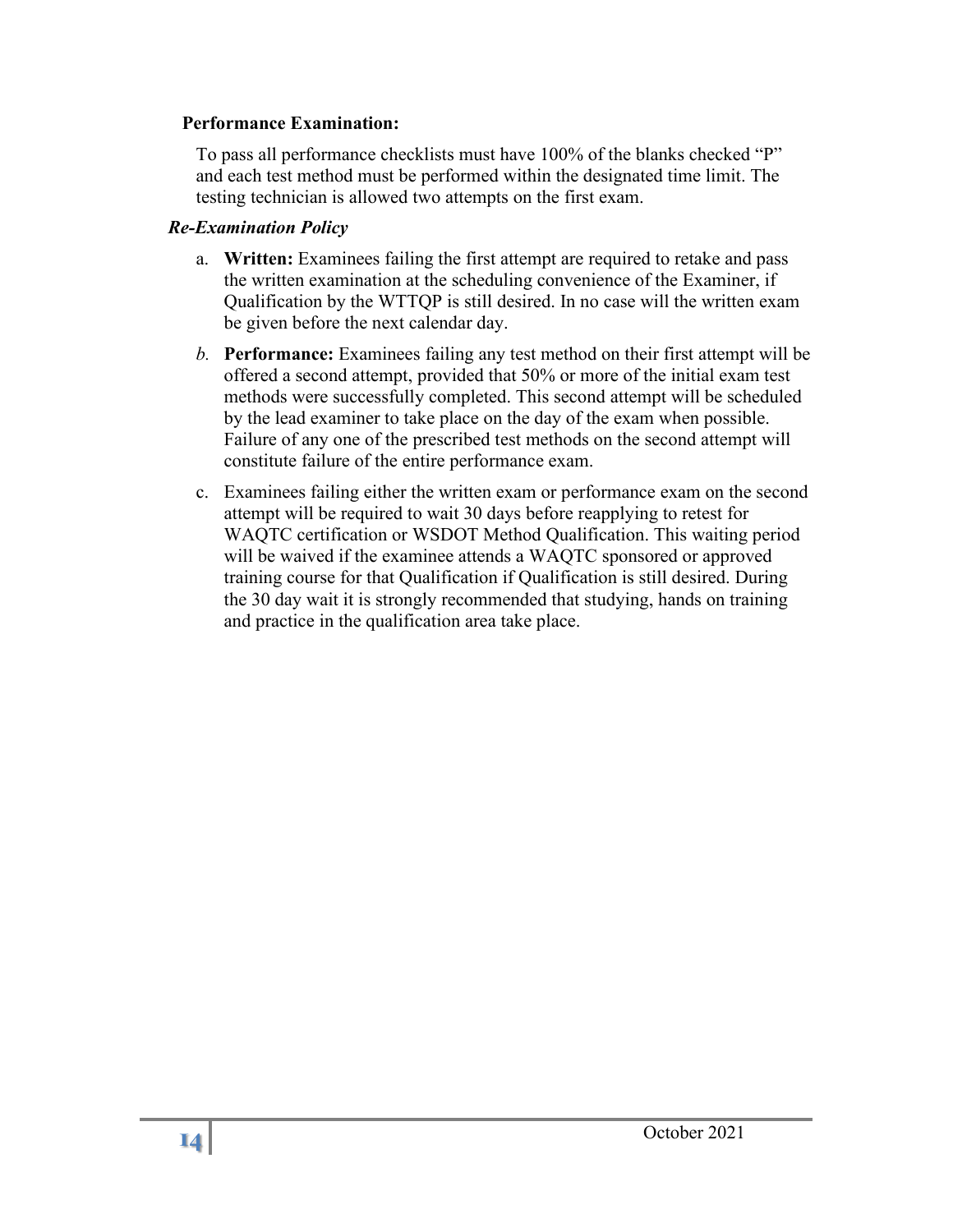**Performance Examination:**

To pass all performance checklists must have 100% of the blanks checked "P" and each test method must be performed within the designated time limit. The testing technician is allowed two attempts on the first exam.

***Re-Examination Policy***

a. **Written:** Examinees failing the first attempt are required to retake and pass the written examination at the scheduling convenience of the Examiner, if Qualification by the WTTQP is still desired. In no case will the written exam be given before the next calendar day.

*b.* **Performance:** Examinees failing any test method on their first attempt will be offered a second attempt, provided that 50% or more of the initial exam test methods were successfully completed. This second attempt will be scheduled by the lead examiner to take place on the day of the exam when possible. Failure of any one of the prescribed test methods on the second attempt will constitute failure of the entire performance exam.

c. Examinees failing either the written exam or performance exam on the second attempt will be required to wait 30 days before reapplying to retest for WAQTC certification or WSDOT Method Qualification. This waiting period will be waived if the examinee attends a WAQTC sponsored or approved training course for that Qualification if Qualification is still desired. During the 30 day wait it is strongly recommended that studying, hands on training and practice in the qualification area take place.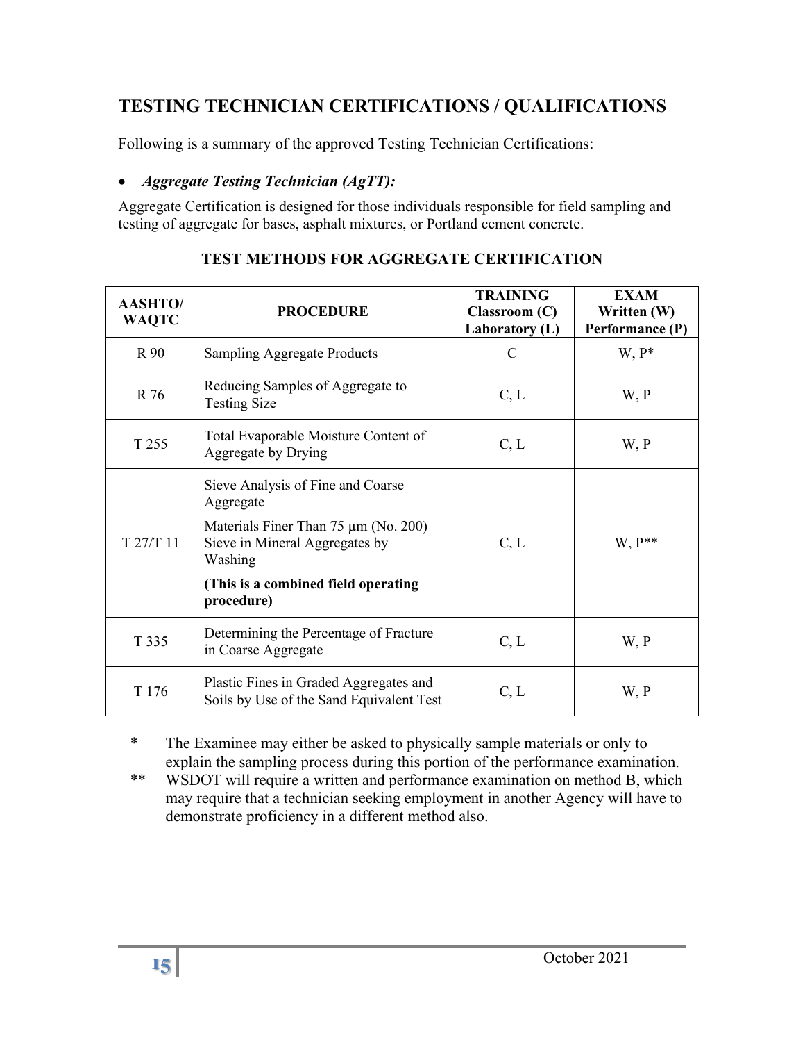## TESTING TECHNICIAN CERTIFICATIONS / QUALIFICATIONS

Following is a summary of the approved Testing Technician Certifications:

- ***Aggregate Testing Technician (AgTT):***

Aggregate Certification is designed for those individuals responsible for field sampling and testing of aggregate for bases, asphalt mixtures, or Portland cement concrete.

### TEST METHODS FOR AGGREGATE CERTIFICATION

| AASHTO/ WAQTC | PROCEDURE | TRAINING Classroom (C) Laboratory (L) | EXAM Written (W) Performance (P) |
|---|---|---|---|
| R 90 | Sampling Aggregate Products | C | W, P* |
| R 76 | Reducing Samples of Aggregate to Testing Size | C, L | W, P |
| T 255 | Total Evaporable Moisture Content of Aggregate by Drying | C, L | W, P |
| T 27/T 11 | Sieve Analysis of Fine and Coarse Aggregate<br><br>Materials Finer Than 75 µm (No. 200) Sieve in Mineral Aggregates by Washing<br><br>**(This is a combined field operating procedure)** | C, L | W, P** |
| T 335 | Determining the Percentage of Fracture in Coarse Aggregate | C, L | W, P |
| T 176 | Plastic Fines in Graded Aggregates and Soils by Use of the Sand Equivalent Test | C, L | W, P |

\* The Examinee may either be asked to physically sample materials or only to explain the sampling process during this portion of the performance examination.

\** WSDOT will require a written and performance examination on method B, which may require that a technician seeking employment in another Agency will have to demonstrate proficiency in a different method also.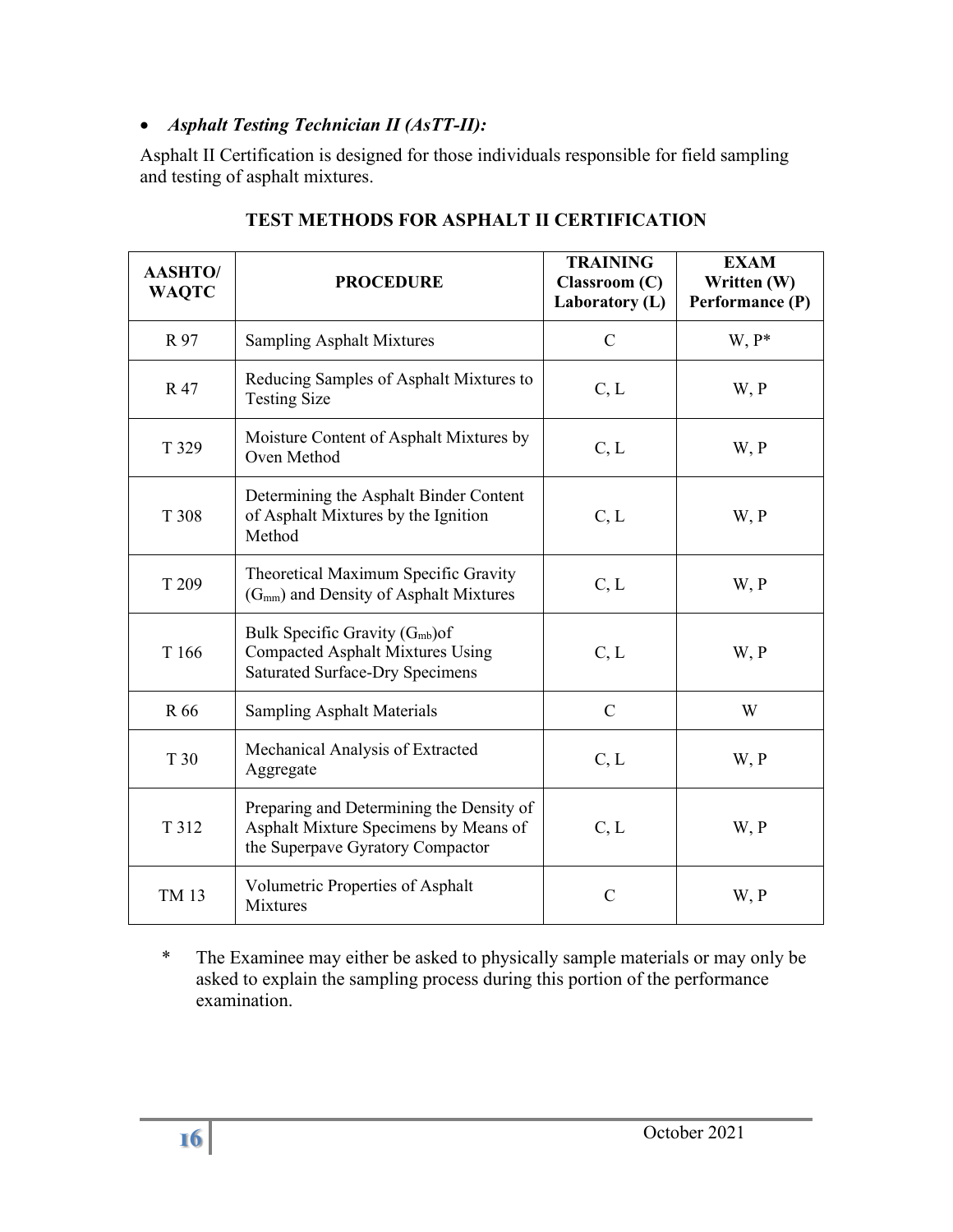- ***Asphalt Testing Technician II (AsTT-II):***

Asphalt II Certification is designed for those individuals responsible for field sampling and testing of asphalt mixtures.

**TEST METHODS FOR ASPHALT II CERTIFICATION**

| AASHTO/ WAQTC | PROCEDURE | TRAINING Classroom (C) Laboratory (L) | EXAM Written (W) Performance (P) |
|---|---|---|---|
| R 97 | Sampling Asphalt Mixtures | C | W, P* |
| R 47 | Reducing Samples of Asphalt Mixtures to Testing Size | C, L | W, P |
| T 329 | Moisture Content of Asphalt Mixtures by Oven Method | C, L | W, P |
| T 308 | Determining the Asphalt Binder Content of Asphalt Mixtures by the Ignition Method | C, L | W, P |
| T 209 | Theoretical Maximum Specific Gravity ($G_{mm}$) and Density of Asphalt Mixtures | C, L | W, P |
| T 166 | Bulk Specific Gravity ($G_{mb}$)of Compacted Asphalt Mixtures Using Saturated Surface-Dry Specimens | C, L | W, P |
| R 66 | Sampling Asphalt Materials | C | W |
| T 30 | Mechanical Analysis of Extracted Aggregate | C, L | W, P |
| T 312 | Preparing and Determining the Density of Asphalt Mixture Specimens by Means of the Superpave Gyratory Compactor | C, L | W, P |
| TM 13 | Volumetric Properties of Asphalt Mixtures | C | W, P |

\* The Examinee may either be asked to physically sample materials or may only be asked to explain the sampling process during this portion of the performance examination.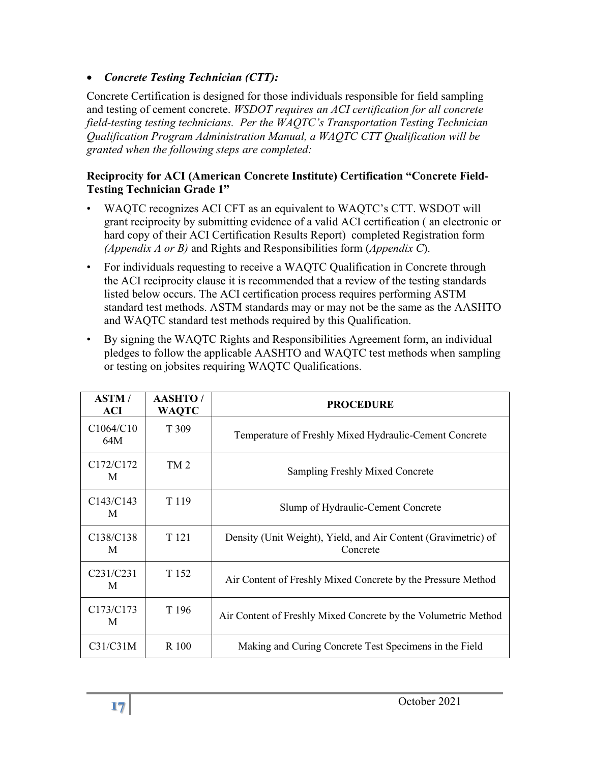- ***Concrete Testing Technician (CTT):***

Concrete Certification is designed for those individuals responsible for field sampling and testing of cement concrete. *WSDOT requires an ACI certification for all concrete field-testing testing technicians. Per the WAQTC's Transportation Testing Technician Qualification Program Administration Manual, a WAQTC CTT Qualification will be granted when the following steps are completed:*

**Reciprocity for ACI (American Concrete Institute) Certification "Concrete Field-Testing Technician Grade 1"**

- WAQTC recognizes ACI CFT as an equivalent to WAQTC's CTT. WSDOT will grant reciprocity by submitting evidence of a valid ACI certification ( an electronic or hard copy of their ACI Certification Results Report) completed Registration form *(Appendix A or B)* and Rights and Responsibilities form (*Appendix C*).
- For individuals requesting to receive a WAQTC Qualification in Concrete through the ACI reciprocity clause it is recommended that a review of the testing standards listed below occurs. The ACI certification process requires performing ASTM standard test methods. ASTM standards may or may not be the same as the AASHTO and WAQTC standard test methods required by this Qualification.
- By signing the WAQTC Rights and Responsibilities Agreement form, an individual pledges to follow the applicable AASHTO and WAQTC test methods when sampling or testing on jobsites requiring WAQTC Qualifications.

| ASTM / ACI | AASHTO / WAQTC | PROCEDURE |
|---|---|---|
| C1064/C1064M | T 309 | Temperature of Freshly Mixed Hydraulic-Cement Concrete |
| C172/C172M | TM 2 | Sampling Freshly Mixed Concrete |
| C143/C143M | T 119 | Slump of Hydraulic-Cement Concrete |
| C138/C138M | T 121 | Density (Unit Weight), Yield, and Air Content (Gravimetric) of Concrete |
| C231/C231M | T 152 | Air Content of Freshly Mixed Concrete by the Pressure Method |
| C173/C173M | T 196 | Air Content of Freshly Mixed Concrete by the Volumetric Method |
| C31/C31M | R 100 | Making and Curing Concrete Test Specimens in the Field |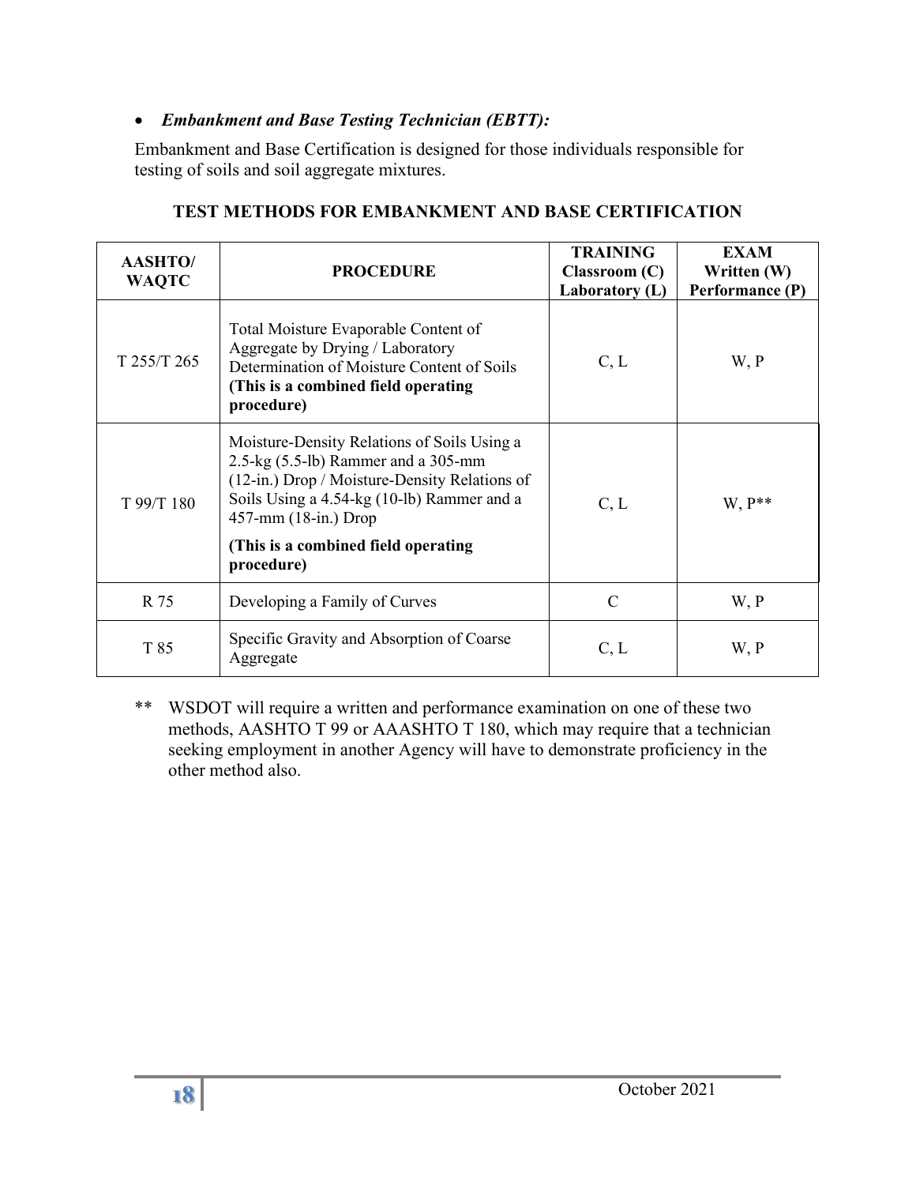- ***Embankment and Base Testing Technician (EBTT):***

  Embankment and Base Certification is designed for those individuals responsible for testing of soils and soil aggregate mixtures.

**TEST METHODS FOR EMBANKMENT AND BASE CERTIFICATION**

| AASHTO/ WAQTC | PROCEDURE | TRAINING Classroom (C) Laboratory (L) | EXAM Written (W) Performance (P) |
|---|---|---|---|
| T 255/T 265 | Total Moisture Evaporable Content of Aggregate by Drying / Laboratory Determination of Moisture Content of Soils **(This is a combined field operating procedure)** | C, L | W, P |
| T 99/T 180 | Moisture-Density Relations of Soils Using a 2.5-kg (5.5-lb) Rammer and a 305-mm (12-in.) Drop / Moisture-Density Relations of Soils Using a 4.54-kg (10-lb) Rammer and a 457-mm (18-in.) Drop **(This is a combined field operating procedure)** | C, L | W, P** |
| R 75 | Developing a Family of Curves | C | W, P |
| T 85 | Specific Gravity and Absorption of Coarse Aggregate | C, L | W, P |

** WSDOT will require a written and performance examination on one of these two methods, AASHTO T 99 or AAASHTO T 180, which may require that a technician seeking employment in another Agency will have to demonstrate proficiency in the other method also.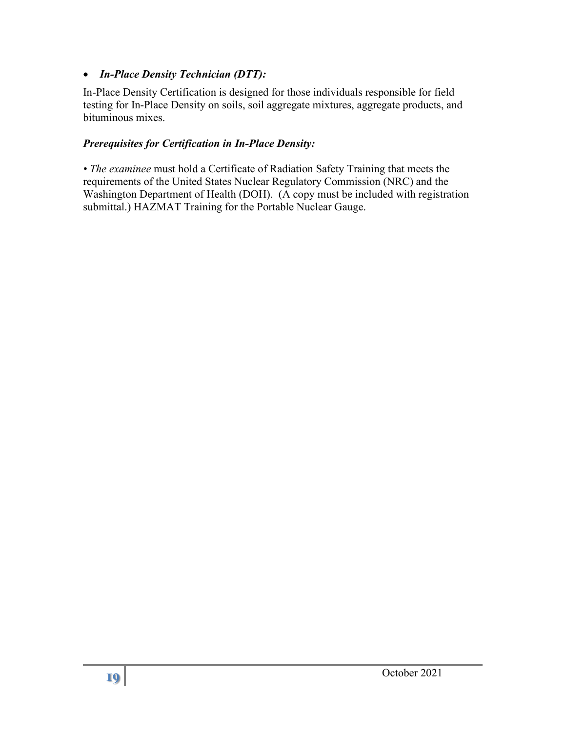- ***In-Place Density Technician (DTT):***

In-Place Density Certification is designed for those individuals responsible for field testing for In-Place Density on soils, soil aggregate mixtures, aggregate products, and bituminous mixes.

***Prerequisites for Certification in In-Place Density:***

• *The examinee* must hold a Certificate of Radiation Safety Training that meets the requirements of the United States Nuclear Regulatory Commission (NRC) and the Washington Department of Health (DOH). (A copy must be included with registration submittal.) HAZMAT Training for the Portable Nuclear Gauge.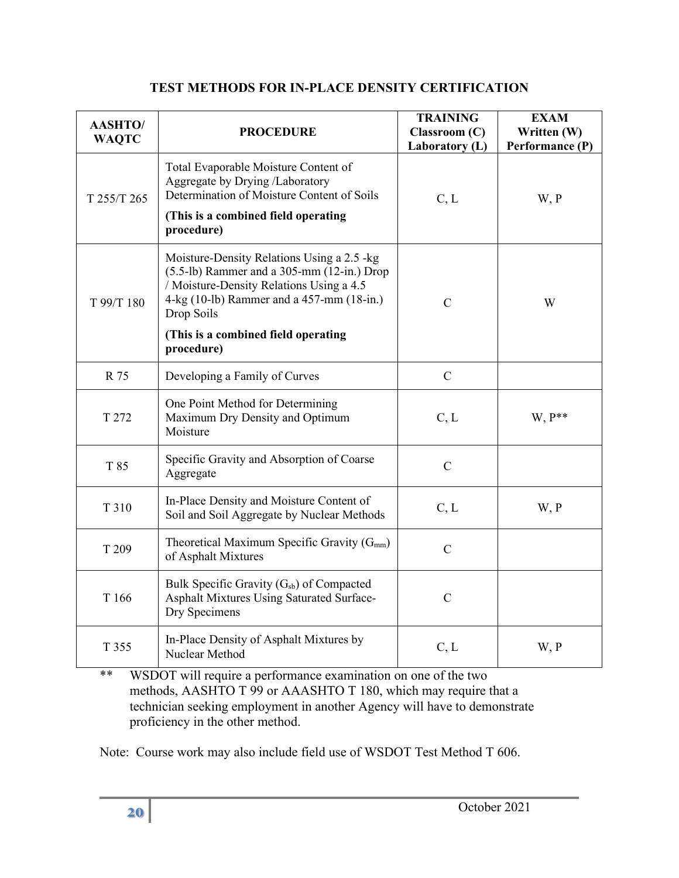# TEST METHODS FOR IN-PLACE DENSITY CERTIFICATION

| AASHTO/ WAQTC | PROCEDURE | TRAINING Classroom (C) Laboratory (L) | EXAM Written (W) Performance (P) |
|---|---|---|---|
| T 255/T 265 | Total Evaporable Moisture Content of Aggregate by Drying /Laboratory Determination of Moisture Content of Soils **(This is a combined field operating procedure)** | C, L | W, P |
| T 99/T 180 | Moisture-Density Relations Using a 2.5 -kg (5.5-lb) Rammer and a 305-mm (12-in.) Drop / Moisture-Density Relations Using a 4.5 4-kg (10-lb) Rammer and a 457-mm (18-in.) Drop Soils **(This is a combined field operating procedure)** | C | W |
| R 75 | Developing a Family of Curves | C | |
| T 272 | One Point Method for Determining Maximum Dry Density and Optimum Moisture | C, L | W, P** |
| T 85 | Specific Gravity and Absorption of Coarse Aggregate | C | |
| T 310 | In-Place Density and Moisture Content of Soil and Soil Aggregate by Nuclear Methods | C, L | W, P |
| T 209 | Theoretical Maximum Specific Gravity ($G_{mm}$) of Asphalt Mixtures | C | |
| T 166 | Bulk Specific Gravity ($G_{sb}$) of Compacted Asphalt Mixtures Using Saturated Surface-Dry Specimens | C | |
| T 355 | In-Place Density of Asphalt Mixtures by Nuclear Method | C, L | W, P |

** WSDOT will require a performance examination on one of the two methods, AASHTO T 99 or AAASHTO T 180, which may require that a technician seeking employment in another Agency will have to demonstrate proficiency in the other method.

Note: Course work may also include field use of WSDOT Test Method T 606.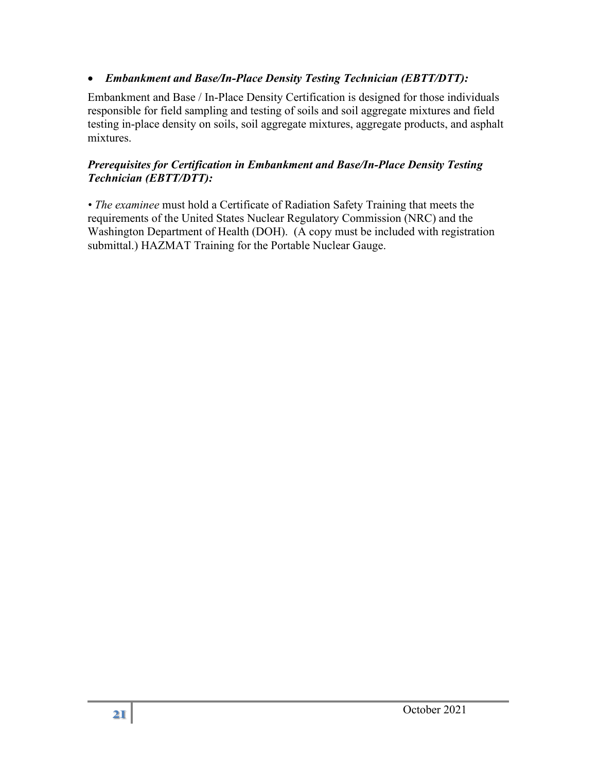- ***Embankment and Base/In-Place Density Testing Technician (EBTT/DTT):***

Embankment and Base / In-Place Density Certification is designed for those individuals responsible for field sampling and testing of soils and soil aggregate mixtures and field testing in-place density on soils, soil aggregate mixtures, aggregate products, and asphalt mixtures.

***Prerequisites for Certification in Embankment and Base/In-Place Density Testing Technician (EBTT/DTT):***

• *The examinee* must hold a Certificate of Radiation Safety Training that meets the requirements of the United States Nuclear Regulatory Commission (NRC) and the Washington Department of Health (DOH). (A copy must be included with registration submittal.) HAZMAT Training for the Portable Nuclear Gauge.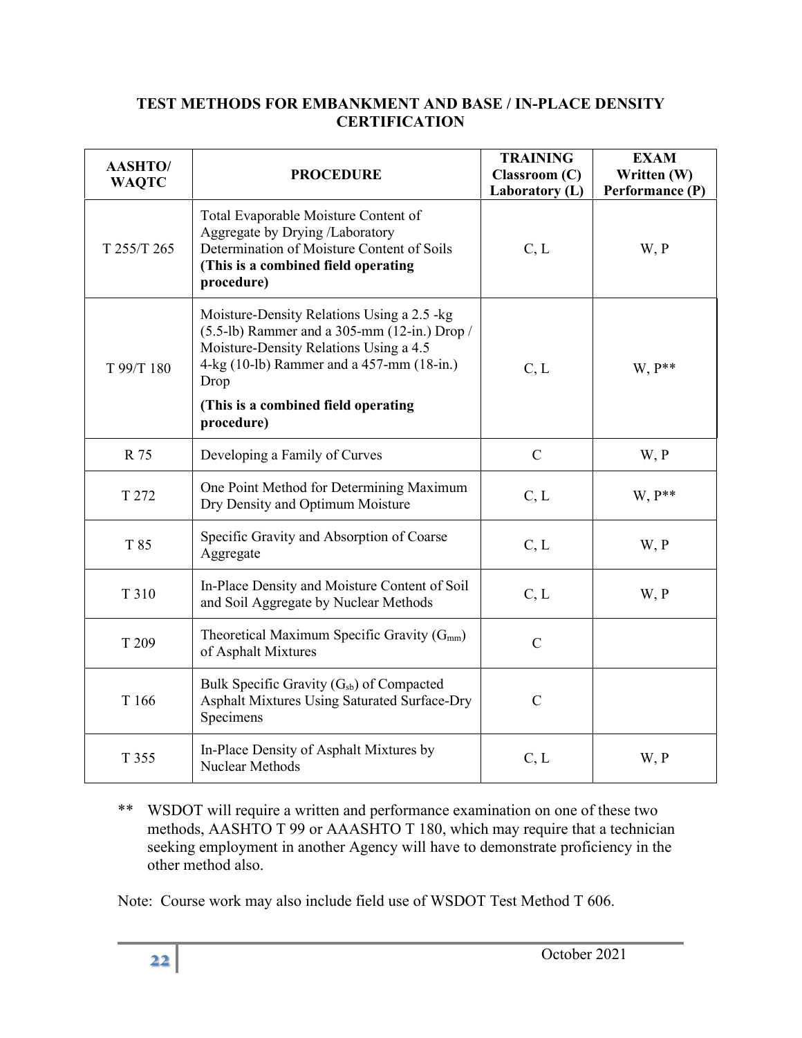## TEST METHODS FOR EMBANKMENT AND BASE / IN-PLACE DENSITY CERTIFICATION

| AASHTO/ WAQTC | PROCEDURE | TRAINING Classroom (C) Laboratory (L) | EXAM Written (W) Performance (P) |
|---|---|---|---|
| T 255/T 265 | Total Evaporable Moisture Content of Aggregate by Drying /Laboratory Determination of Moisture Content of Soils **(This is a combined field operating procedure)** | C, L | W, P |
| T 99/T 180 | Moisture-Density Relations Using a 2.5 -kg (5.5-lb) Rammer and a 305-mm (12-in.) Drop / Moisture-Density Relations Using a 4.5 4-kg (10-lb) Rammer and a 457-mm (18-in.) Drop **(This is a combined field operating procedure)** | C, L | W, P** |
| R 75 | Developing a Family of Curves | C | W, P |
| T 272 | One Point Method for Determining Maximum Dry Density and Optimum Moisture | C, L | W, P** |
| T 85 | Specific Gravity and Absorption of Coarse Aggregate | C, L | W, P |
| T 310 | In-Place Density and Moisture Content of Soil and Soil Aggregate by Nuclear Methods | C, L | W, P |
| T 209 | Theoretical Maximum Specific Gravity ($G_{mm}$) of Asphalt Mixtures | C | |
| T 166 | Bulk Specific Gravity ($G_{sb}$) of Compacted Asphalt Mixtures Using Saturated Surface-Dry Specimens | C | |
| T 355 | In-Place Density of Asphalt Mixtures by Nuclear Methods | C, L | W, P |

** WSDOT will require a written and performance examination on one of these two methods, AASHTO T 99 or AAASHTO T 180, which may require that a technician seeking employment in another Agency will have to demonstrate proficiency in the other method also.

Note: Course work may also include field use of WSDOT Test Method T 606.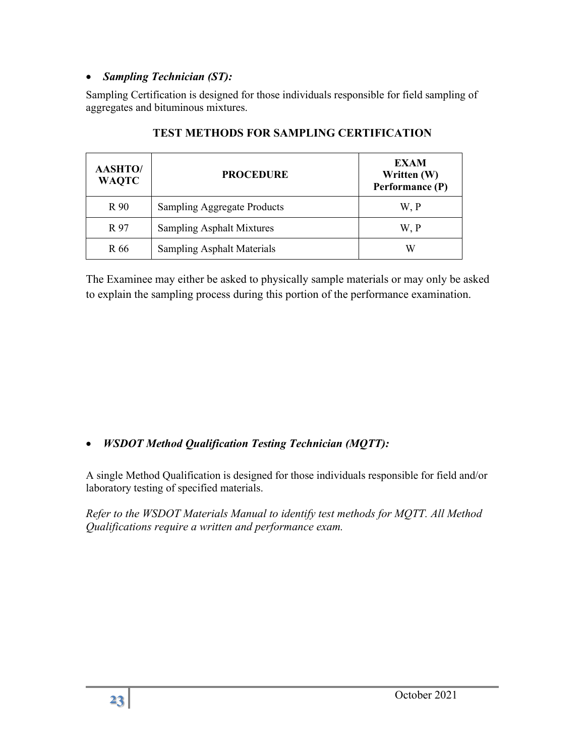- ***Sampling Technician (ST):***

Sampling Certification is designed for those individuals responsible for field sampling of aggregates and bituminous mixtures.

**TEST METHODS FOR SAMPLING CERTIFICATION**

| AASHTO/ WAQTC | PROCEDURE | EXAM Written (W) Performance (P) |
|---|---|---|
| R 90 | Sampling Aggregate Products | W, P |
| R 97 | Sampling Asphalt Mixtures | W, P |
| R 66 | Sampling Asphalt Materials | W |

The Examinee may either be asked to physically sample materials or may only be asked to explain the sampling process during this portion of the performance examination.

- ***WSDOT Method Qualification Testing Technician (MQTT):***

A single Method Qualification is designed for those individuals responsible for field and/or laboratory testing of specified materials.

*Refer to the WSDOT Materials Manual to identify test methods for MQTT. All Method Qualifications require a written and performance exam.*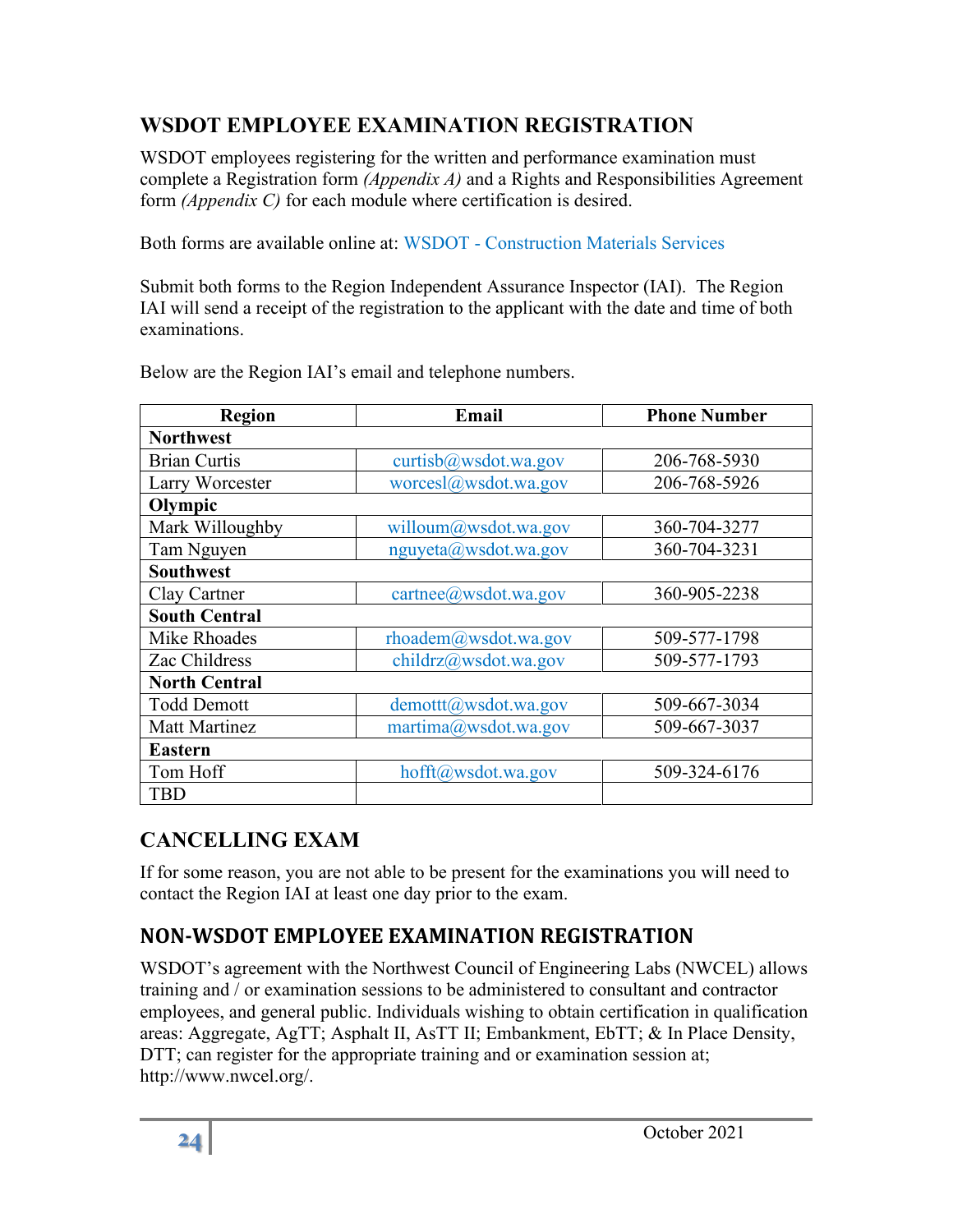## WSDOT EMPLOYEE EXAMINATION REGISTRATION

WSDOT employees registering for the written and performance examination must complete a Registration form *(Appendix A)* and a Rights and Responsibilities Agreement form *(Appendix C)* for each module where certification is desired.

Both forms are available online at: WSDOT - Construction Materials Services

Submit both forms to the Region Independent Assurance Inspector (IAI). The Region IAI will send a receipt of the registration to the applicant with the date and time of both examinations.

Below are the Region IAI's email and telephone numbers.

| Region | Email | Phone Number |
|---|---|---|
| **Northwest** | | |
| Brian Curtis | curtisb@wsdot.wa.gov | 206-768-5930 |
| Larry Worcester | worcesl@wsdot.wa.gov | 206-768-5926 |
| **Olympic** | | |
| Mark Willoughby | willoum@wsdot.wa.gov | 360-704-3277 |
| Tam Nguyen | nguyeta@wsdot.wa.gov | 360-704-3231 |
| **Southwest** | | |
| Clay Cartner | cartnee@wsdot.wa.gov | 360-905-2238 |
| **South Central** | | |
| Mike Rhoades | rhoadem@wsdot.wa.gov | 509-577-1798 |
| Zac Childress | childrz@wsdot.wa.gov | 509-577-1793 |
| **North Central** | | |
| Todd Demott | demottt@wsdot.wa.gov | 509-667-3034 |
| Matt Martinez | martima@wsdot.wa.gov | 509-667-3037 |
| **Eastern** | | |
| Tom Hoff | hofft@wsdot.wa.gov | 509-324-6176 |
| TBD | | |

## CANCELLING EXAM

If for some reason, you are not able to be present for the examinations you will need to contact the Region IAI at least one day prior to the exam.

## NON-WSDOT EMPLOYEE EXAMINATION REGISTRATION

WSDOT's agreement with the Northwest Council of Engineering Labs (NWCEL) allows training and / or examination sessions to be administered to consultant and contractor employees, and general public. Individuals wishing to obtain certification in qualification areas: Aggregate, AgTT; Asphalt II, AsTT II; Embankment, EbTT; & In Place Density, DTT; can register for the appropriate training and or examination session at; http://www.nwcel.org/.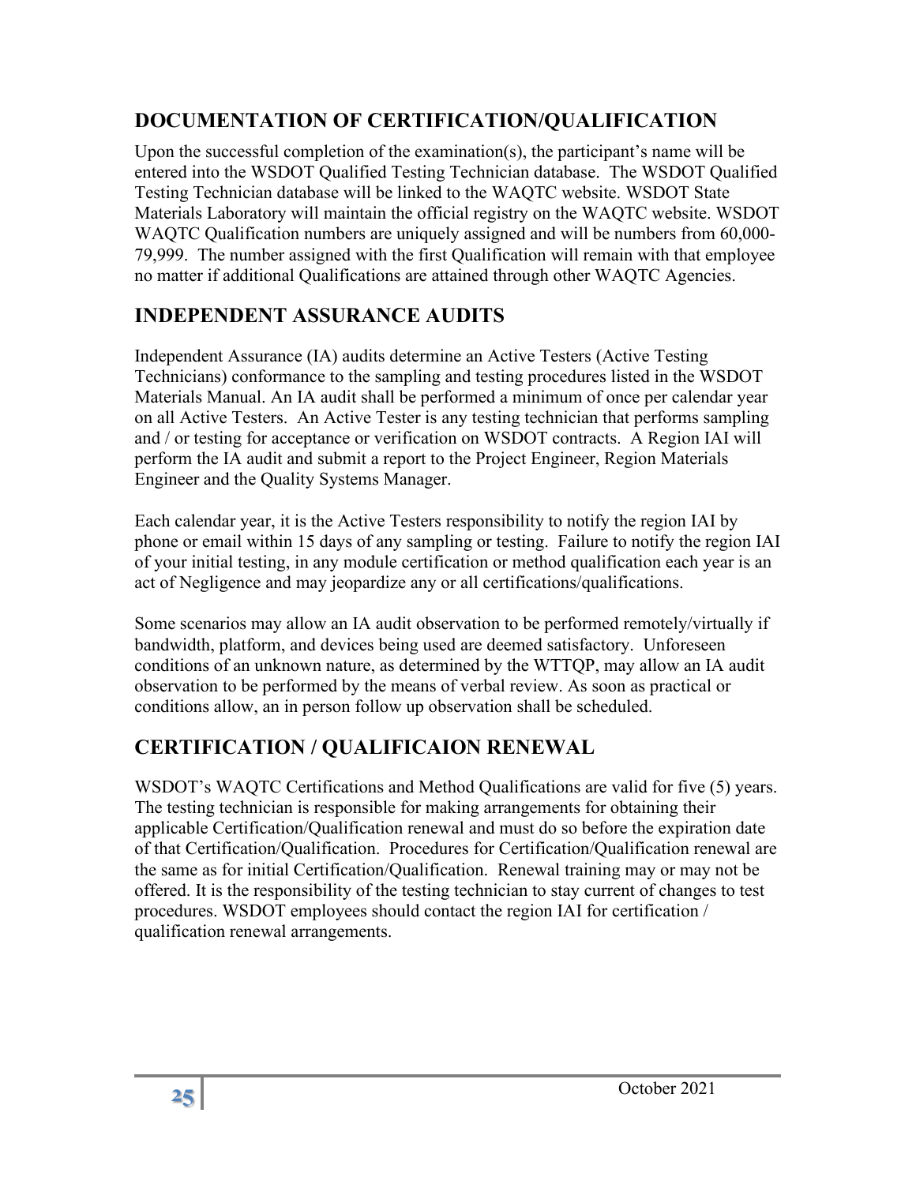## DOCUMENTATION OF CERTIFICATION/QUALIFICATION

Upon the successful completion of the examination(s), the participant's name will be entered into the WSDOT Qualified Testing Technician database. The WSDOT Qualified Testing Technician database will be linked to the WAQTC website. WSDOT State Materials Laboratory will maintain the official registry on the WAQTC website. WSDOT WAQTC Qualification numbers are uniquely assigned and will be numbers from 60,000-79,999. The number assigned with the first Qualification will remain with that employee no matter if additional Qualifications are attained through other WAQTC Agencies.

## INDEPENDENT ASSURANCE AUDITS

Independent Assurance (IA) audits determine an Active Testers (Active Testing Technicians) conformance to the sampling and testing procedures listed in the WSDOT Materials Manual. An IA audit shall be performed a minimum of once per calendar year on all Active Testers. An Active Tester is any testing technician that performs sampling and / or testing for acceptance or verification on WSDOT contracts. A Region IAI will perform the IA audit and submit a report to the Project Engineer, Region Materials Engineer and the Quality Systems Manager.

Each calendar year, it is the Active Testers responsibility to notify the region IAI by phone or email within 15 days of any sampling or testing. Failure to notify the region IAI of your initial testing, in any module certification or method qualification each year is an act of Negligence and may jeopardize any or all certifications/qualifications.

Some scenarios may allow an IA audit observation to be performed remotely/virtually if bandwidth, platform, and devices being used are deemed satisfactory. Unforeseen conditions of an unknown nature, as determined by the WTTQP, may allow an IA audit observation to be performed by the means of verbal review. As soon as practical or conditions allow, an in person follow up observation shall be scheduled.

## CERTIFICATION / QUALIFICAION RENEWAL

WSDOT's WAQTC Certifications and Method Qualifications are valid for five (5) years. The testing technician is responsible for making arrangements for obtaining their applicable Certification/Qualification renewal and must do so before the expiration date of that Certification/Qualification. Procedures for Certification/Qualification renewal are the same as for initial Certification/Qualification. Renewal training may or may not be offered. It is the responsibility of the testing technician to stay current of changes to test procedures. WSDOT employees should contact the region IAI for certification / qualification renewal arrangements.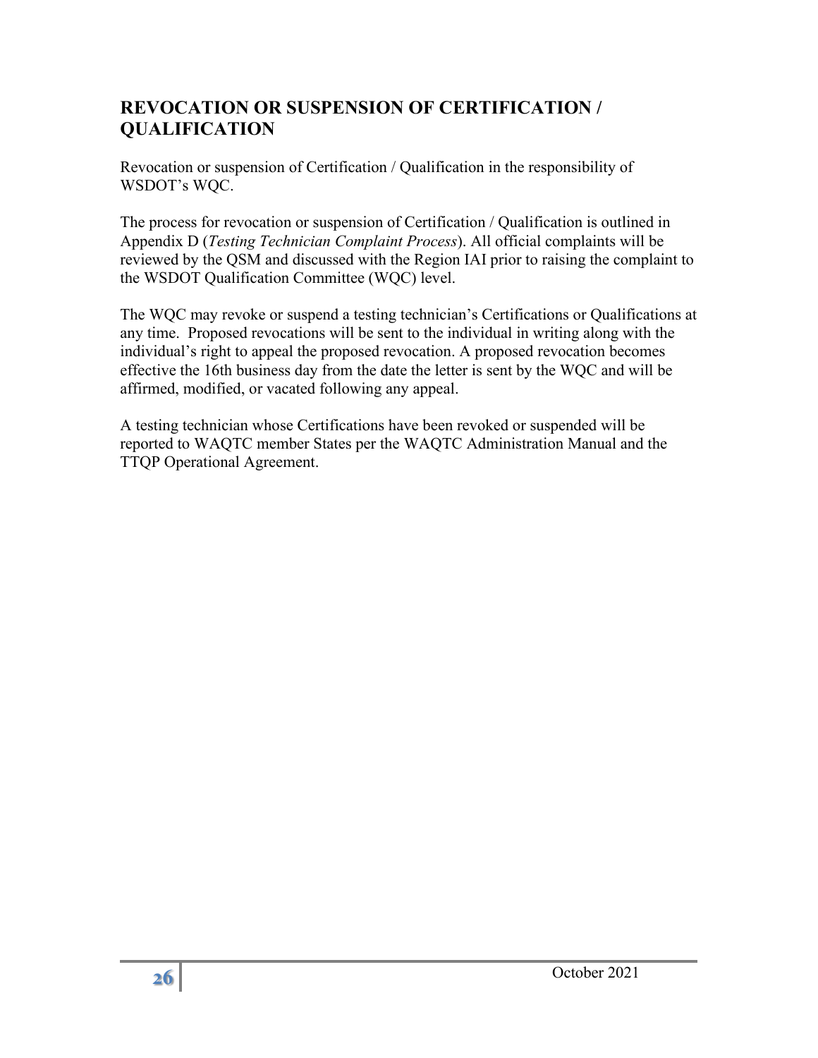## REVOCATION OR SUSPENSION OF CERTIFICATION / QUALIFICATION

Revocation or suspension of Certification / Qualification in the responsibility of WSDOT's WQC.

The process for revocation or suspension of Certification / Qualification is outlined in Appendix D (*Testing Technician Complaint Process*). All official complaints will be reviewed by the QSM and discussed with the Region IAI prior to raising the complaint to the WSDOT Qualification Committee (WQC) level.

The WQC may revoke or suspend a testing technician's Certifications or Qualifications at any time. Proposed revocations will be sent to the individual in writing along with the individual's right to appeal the proposed revocation. A proposed revocation becomes effective the 16th business day from the date the letter is sent by the WQC and will be affirmed, modified, or vacated following any appeal.

A testing technician whose Certifications have been revoked or suspended will be reported to WAQTC member States per the WAQTC Administration Manual and the TTQP Operational Agreement.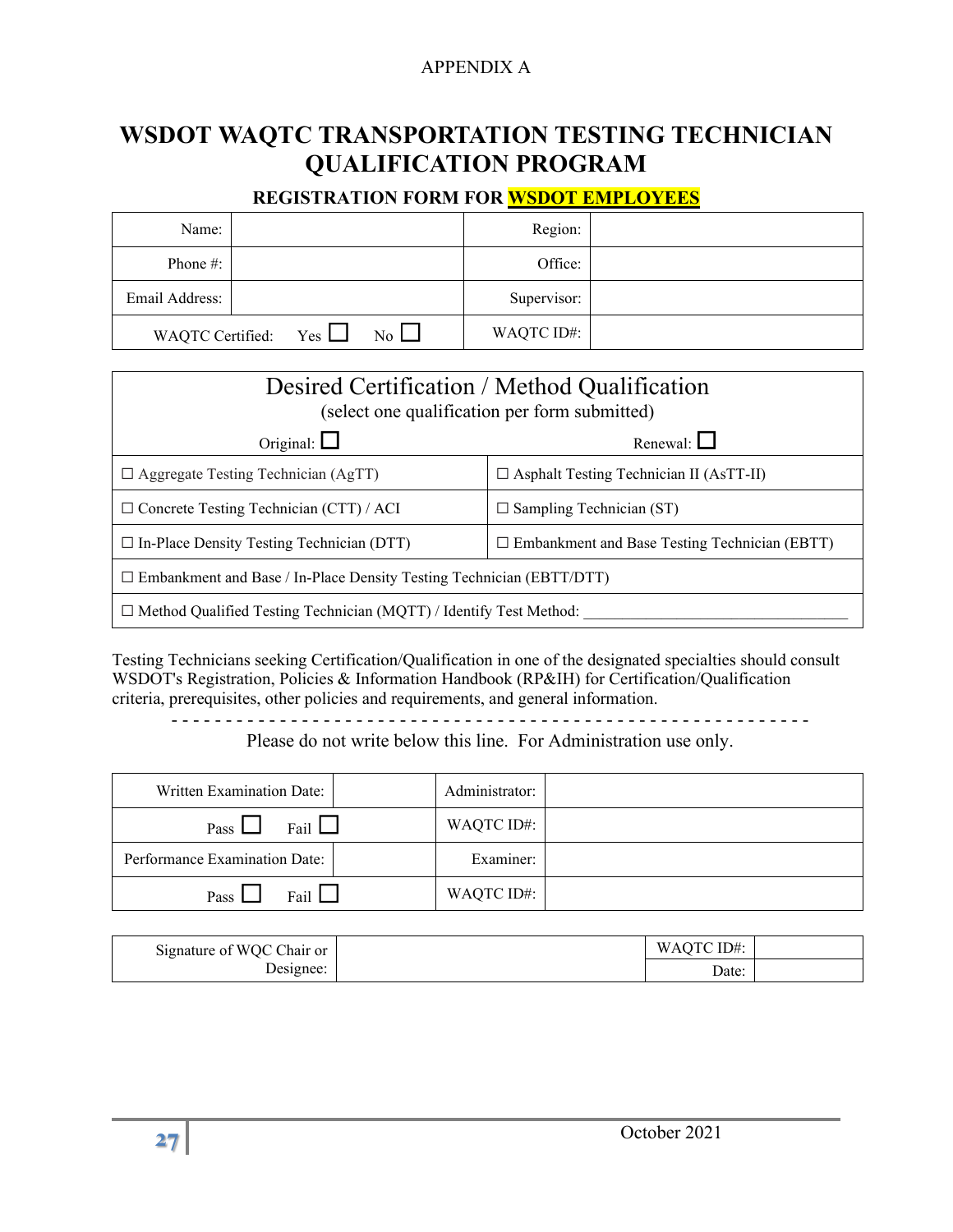APPENDIX A

# WSDOT WAQTC TRANSPORTATION TESTING TECHNICIAN QUALIFICATION PROGRAM

## REGISTRATION FORM FOR WSDOT EMPLOYEES

| Name: | | Region: | |
|---|---|---|---|
| Phone #: | | Office: | |
| Email Address: | | Supervisor: | |
| WAQTC Certified: Yes ☐ No ☐ | | WAQTC ID#: | |

| Desired Certification / Method Qualification (select one qualification per form submitted) | |
|---|---|
| Original: ☐ | Renewal: ☐ |
| ☐ Aggregate Testing Technician (AgTT) | ☐ Asphalt Testing Technician II (AsTT-II) |
| ☐ Concrete Testing Technician (CTT) / ACI | ☐ Sampling Technician (ST) |
| ☐ In-Place Density Testing Technician (DTT) | ☐ Embankment and Base Testing Technician (EBTT) |
| ☐ Embankment and Base / In-Place Density Testing Technician (EBTT/DTT) | |
| ☐ Method Qualified Testing Technician (MQTT) / Identify Test Method: ________________________________ | |

Testing Technicians seeking Certification/Qualification in one of the designated specialties should consult WSDOT's Registration, Policies & Information Handbook (RP&IH) for Certification/Qualification criteria, prerequisites, other policies and requirements, and general information.

- - - - - - - - - - - - - - - - - - - - - - - - - - - - - - - - - - - - - - - - - - - - - - - - - - - - - - - - - - - -

Please do not write below this line. For Administration use only.

| Written Examination Date: | | Administrator: | |
|---|---|---|---|
| Pass ☐ Fail ☐ | | WAQTC ID#: | |
| Performance Examination Date: | | Examiner: | |
| Pass ☐ Fail ☐ | | WAQTC ID#: | |

| Signature of WQC Chair or Designee: | | WAQTC ID#: | |
|---|---|---|---|
| | | Date: | |

October 2021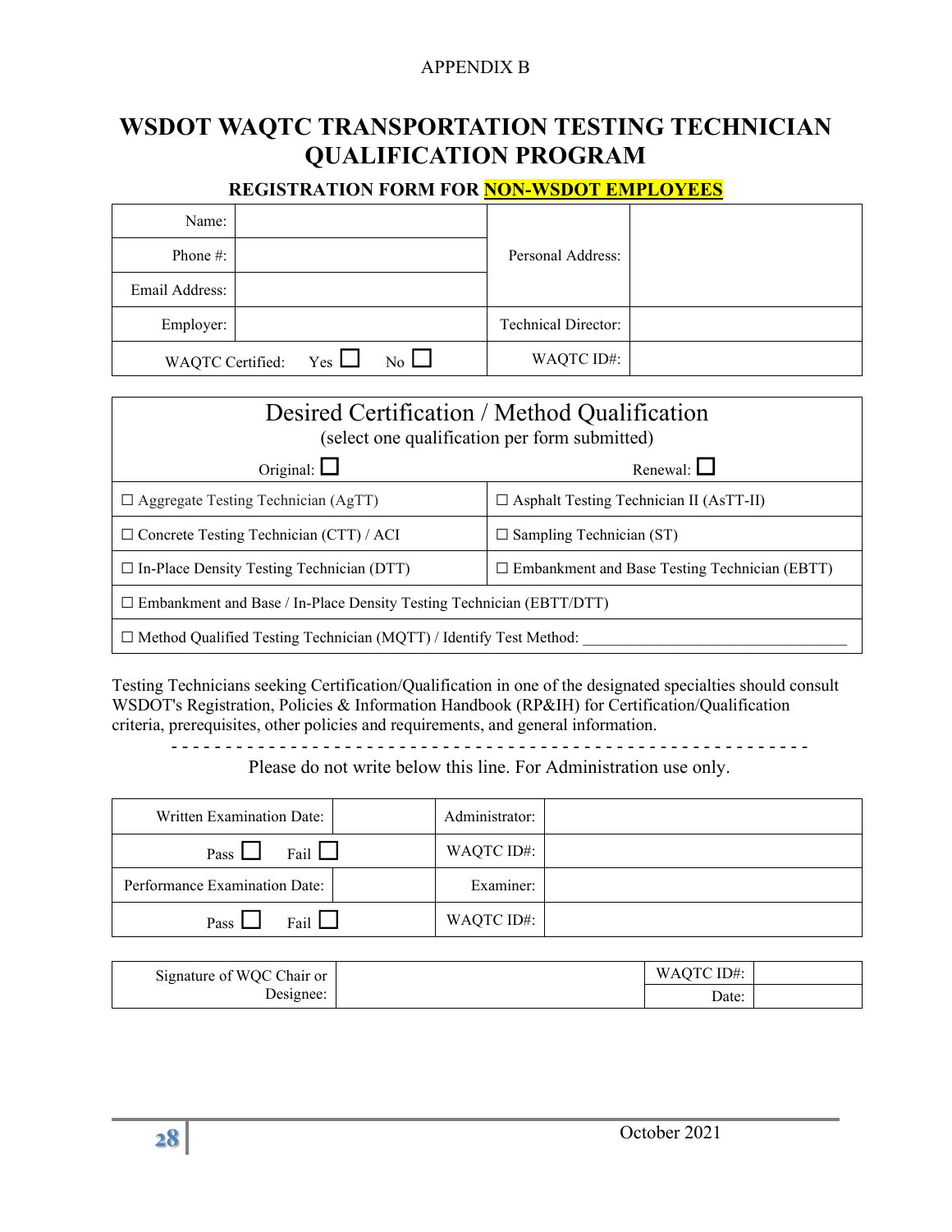APPENDIX B

# WSDOT WAQTC TRANSPORTATION TESTING TECHNICIAN QUALIFICATION PROGRAM

## REGISTRATION FORM FOR NON-WSDOT EMPLOYEES

| Name: | | Personal Address: | |
|---|---|---|---|
| Phone #: | | | |
| Email Address: | | | |
| Employer: | | Technical Director: | |
| WAQTC Certified: Yes ☐ No ☐ | | WAQTC ID#: | |

| Desired Certification / Method Qualification (select one qualification per form submitted) | |
|---|---|
| Original: ☐ | Renewal: ☐ |
| ☐ Aggregate Testing Technician (AgTT) | ☐ Asphalt Testing Technician II (AsTT-II) |
| ☐ Concrete Testing Technician (CTT) / ACI | ☐ Sampling Technician (ST) |
| ☐ In-Place Density Testing Technician (DTT) | ☐ Embankment and Base Testing Technician (EBTT) |
| ☐ Embankment and Base / In-Place Density Testing Technician (EBTT/DTT) | |
| ☐ Method Qualified Testing Technician (MQTT) / Identify Test Method: ________________________________ | |

Testing Technicians seeking Certification/Qualification in one of the designated specialties should consult WSDOT's Registration, Policies & Information Handbook (RP&IH) for Certification/Qualification criteria, prerequisites, other policies and requirements, and general information.

- - - - - - - - - - - - - - - - - - - - - - - - - - - - - - - - - - - - - - - - - - - - - - - - - - - - - - - - - - - -

Please do not write below this line. For Administration use only.

| Written Examination Date: | | Administrator: | |
|---|---|---|---|
| Pass ☐ Fail ☐ | | WAQTC ID#: | |
| Performance Examination Date: | | Examiner: | |
| Pass ☐ Fail ☐ | | WAQTC ID#: | |

| Signature of WQC Chair or Designee: | | WAQTC ID#: | |
|---|---|---|---|
| | | Date: | |

October 2021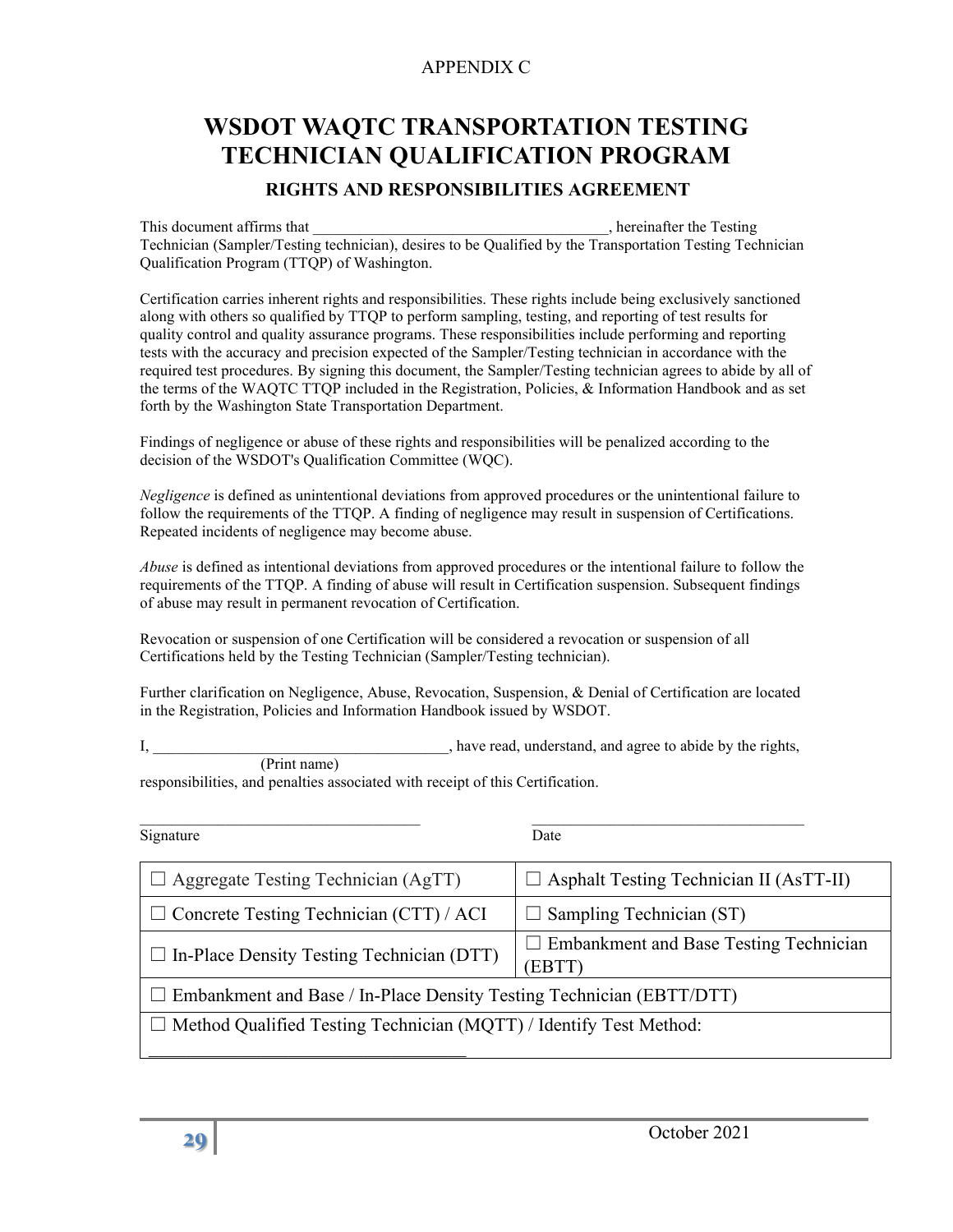APPENDIX C

# WSDOT WAQTC TRANSPORTATION TESTING TECHNICIAN QUALIFICATION PROGRAM

## RIGHTS AND RESPONSIBILITIES AGREEMENT

This document affirms that ______________________________________, hereinafter the Testing Technician (Sampler/Testing technician), desires to be Qualified by the Transportation Testing Technician Qualification Program (TTQP) of Washington.

Certification carries inherent rights and responsibilities. These rights include being exclusively sanctioned along with others so qualified by TTQP to perform sampling, testing, and reporting of test results for quality control and quality assurance programs. These responsibilities include performing and reporting tests with the accuracy and precision expected of the Sampler/Testing technician in accordance with the required test procedures. By signing this document, the Sampler/Testing technician agrees to abide by all of the terms of the WAQTC TTQP included in the Registration, Policies, & Information Handbook and as set forth by the Washington State Transportation Department.

Findings of negligence or abuse of these rights and responsibilities will be penalized according to the decision of the WSDOT's Qualification Committee (WQC).

*Negligence* is defined as unintentional deviations from approved procedures or the unintentional failure to follow the requirements of the TTQP. A finding of negligence may result in suspension of Certifications. Repeated incidents of negligence may become abuse.

*Abuse* is defined as intentional deviations from approved procedures or the intentional failure to follow the requirements of the TTQP. A finding of abuse will result in Certification suspension. Subsequent findings of abuse may result in permanent revocation of Certification.

Revocation or suspension of one Certification will be considered a revocation or suspension of all Certifications held by the Testing Technician (Sampler/Testing technician).

Further clarification on Negligence, Abuse, Revocation, Suspension, & Denial of Certification are located in the Registration, Policies and Information Handbook issued by WSDOT.

I, ______________________________________, have read, understand, and agree to abide by the rights,
(Print name)
responsibilities, and penalties associated with receipt of this Certification.

____________________________________ &nbsp;&nbsp;&nbsp;&nbsp; ____________________________________
Signature &nbsp;&nbsp;&nbsp;&nbsp; Date

| ☐ Aggregate Testing Technician (AgTT) | ☐ Asphalt Testing Technician II (AsTT-II) |
|---|---|
| ☐ Concrete Testing Technician (CTT) / ACI | ☐ Sampling Technician (ST) |
| ☐ In-Place Density Testing Technician (DTT) | ☐ Embankment and Base Testing Technician (EBTT) |
| ☐ Embankment and Base / In-Place Density Testing Technician (EBTT/DTT) | |
| ☐ Method Qualified Testing Technician (MQTT) / Identify Test Method: ____________________________________ | |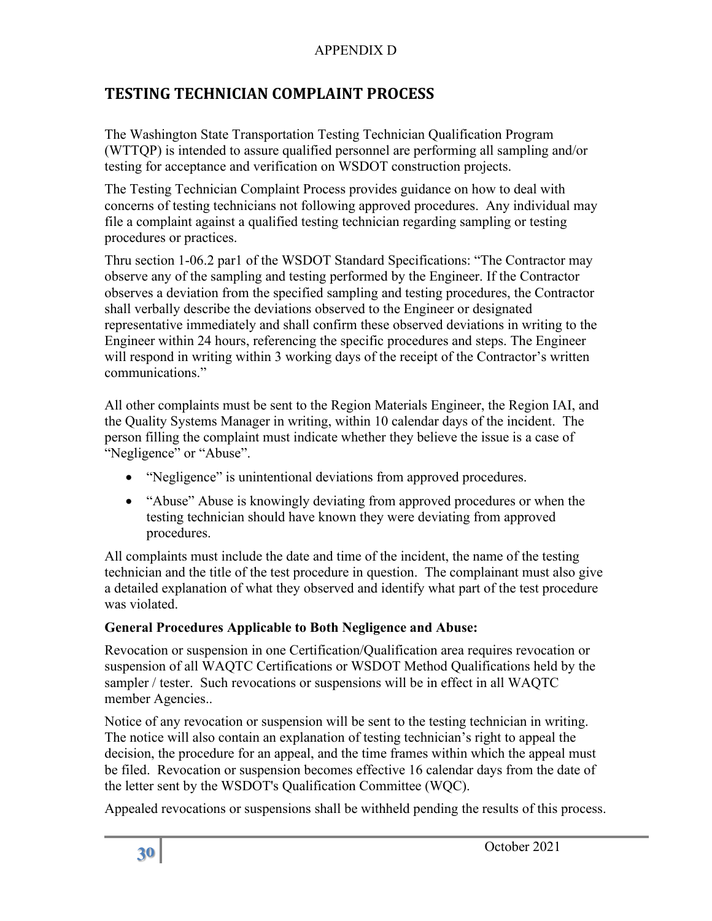APPENDIX D

## TESTING TECHNICIAN COMPLAINT PROCESS

The Washington State Transportation Testing Technician Qualification Program (WTTQP) is intended to assure qualified personnel are performing all sampling and/or testing for acceptance and verification on WSDOT construction projects.

The Testing Technician Complaint Process provides guidance on how to deal with concerns of testing technicians not following approved procedures. Any individual may file a complaint against a qualified testing technician regarding sampling or testing procedures or practices.

Thru section 1-06.2 par1 of the WSDOT Standard Specifications: "The Contractor may observe any of the sampling and testing performed by the Engineer. If the Contractor observes a deviation from the specified sampling and testing procedures, the Contractor shall verbally describe the deviations observed to the Engineer or designated representative immediately and shall confirm these observed deviations in writing to the Engineer within 24 hours, referencing the specific procedures and steps. The Engineer will respond in writing within 3 working days of the receipt of the Contractor's written communications."

All other complaints must be sent to the Region Materials Engineer, the Region IAI, and the Quality Systems Manager in writing, within 10 calendar days of the incident. The person filling the complaint must indicate whether they believe the issue is a case of "Negligence" or "Abuse".

- "Negligence" is unintentional deviations from approved procedures.
- "Abuse" Abuse is knowingly deviating from approved procedures or when the testing technician should have known they were deviating from approved procedures.

All complaints must include the date and time of the incident, the name of the testing technician and the title of the test procedure in question. The complainant must also give a detailed explanation of what they observed and identify what part of the test procedure was violated.

**General Procedures Applicable to Both Negligence and Abuse:**

Revocation or suspension in one Certification/Qualification area requires revocation or suspension of all WAQTC Certifications or WSDOT Method Qualifications held by the sampler / tester. Such revocations or suspensions will be in effect in all WAQTC member Agencies..

Notice of any revocation or suspension will be sent to the testing technician in writing. The notice will also contain an explanation of testing technician's right to appeal the decision, the procedure for an appeal, and the time frames within which the appeal must be filed. Revocation or suspension becomes effective 16 calendar days from the date of the letter sent by the WSDOT's Qualification Committee (WQC).

Appealed revocations or suspensions shall be withheld pending the results of this process.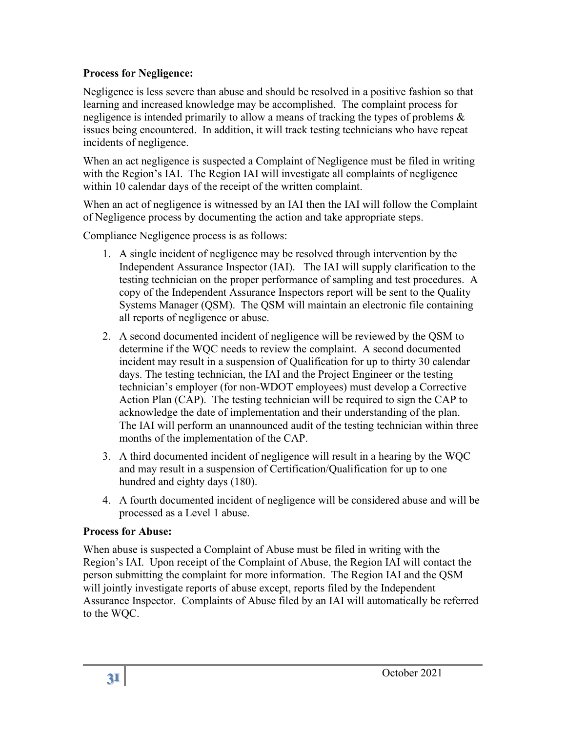**Process for Negligence:**

Negligence is less severe than abuse and should be resolved in a positive fashion so that learning and increased knowledge may be accomplished. The complaint process for negligence is intended primarily to allow a means of tracking the types of problems & issues being encountered. In addition, it will track testing technicians who have repeat incidents of negligence.

When an act negligence is suspected a Complaint of Negligence must be filed in writing with the Region's IAI. The Region IAI will investigate all complaints of negligence within 10 calendar days of the receipt of the written complaint.

When an act of negligence is witnessed by an IAI then the IAI will follow the Complaint of Negligence process by documenting the action and take appropriate steps.

Compliance Negligence process is as follows:

1. A single incident of negligence may be resolved through intervention by the Independent Assurance Inspector (IAI). The IAI will supply clarification to the testing technician on the proper performance of sampling and test procedures. A copy of the Independent Assurance Inspectors report will be sent to the Quality Systems Manager (QSM). The QSM will maintain an electronic file containing all reports of negligence or abuse.
2. A second documented incident of negligence will be reviewed by the QSM to determine if the WQC needs to review the complaint. A second documented incident may result in a suspension of Qualification for up to thirty 30 calendar days. The testing technician, the IAI and the Project Engineer or the testing technician's employer (for non-WDOT employees) must develop a Corrective Action Plan (CAP). The testing technician will be required to sign the CAP to acknowledge the date of implementation and their understanding of the plan. The IAI will perform an unannounced audit of the testing technician within three months of the implementation of the CAP.
3. A third documented incident of negligence will result in a hearing by the WQC and may result in a suspension of Certification/Qualification for up to one hundred and eighty days (180).
4. A fourth documented incident of negligence will be considered abuse and will be processed as a Level 1 abuse.

**Process for Abuse:**

When abuse is suspected a Complaint of Abuse must be filed in writing with the Region's IAI. Upon receipt of the Complaint of Abuse, the Region IAI will contact the person submitting the complaint for more information. The Region IAI and the QSM will jointly investigate reports of abuse except, reports filed by the Independent Assurance Inspector. Complaints of Abuse filed by an IAI will automatically be referred to the WQC.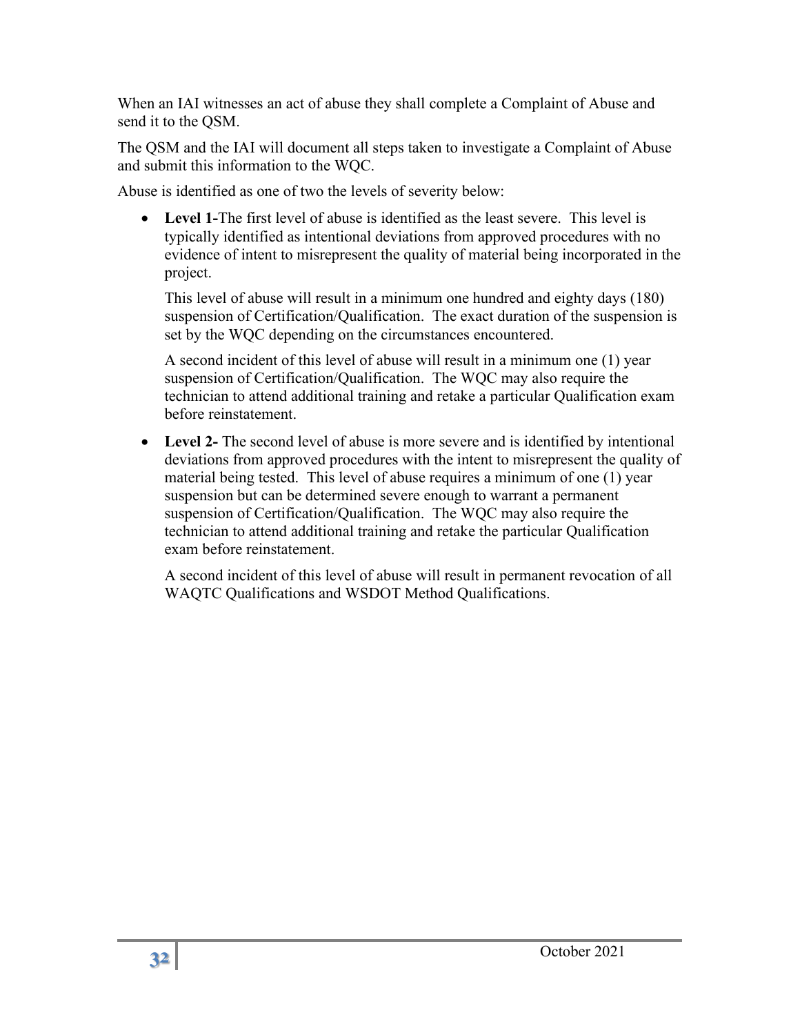When an IAI witnesses an act of abuse they shall complete a Complaint of Abuse and send it to the QSM.

The QSM and the IAI will document all steps taken to investigate a Complaint of Abuse and submit this information to the WQC.

Abuse is identified as one of two the levels of severity below:

- **Level 1-**The first level of abuse is identified as the least severe. This level is typically identified as intentional deviations from approved procedures with no evidence of intent to misrepresent the quality of material being incorporated in the project.

  This level of abuse will result in a minimum one hundred and eighty days (180) suspension of Certification/Qualification. The exact duration of the suspension is set by the WQC depending on the circumstances encountered.

  A second incident of this level of abuse will result in a minimum one (1) year suspension of Certification/Qualification. The WQC may also require the technician to attend additional training and retake a particular Qualification exam before reinstatement.

- **Level 2-** The second level of abuse is more severe and is identified by intentional deviations from approved procedures with the intent to misrepresent the quality of material being tested. This level of abuse requires a minimum of one (1) year suspension but can be determined severe enough to warrant a permanent suspension of Certification/Qualification. The WQC may also require the technician to attend additional training and retake the particular Qualification exam before reinstatement.

  A second incident of this level of abuse will result in permanent revocation of all WAQTC Qualifications and WSDOT Method Qualifications.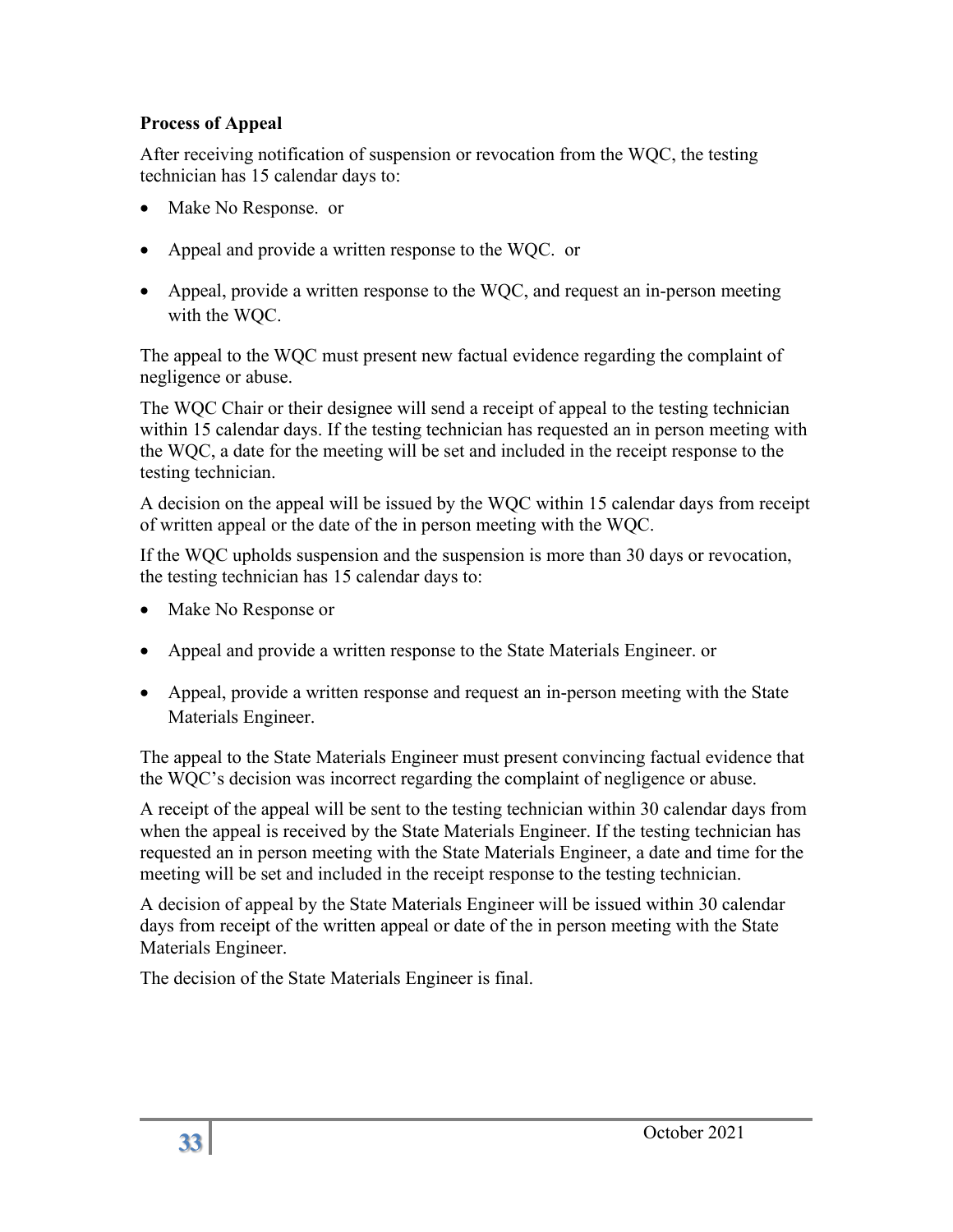**Process of Appeal**

After receiving notification of suspension or revocation from the WQC, the testing technician has 15 calendar days to:

- Make No Response. or
- Appeal and provide a written response to the WQC. or
- Appeal, provide a written response to the WQC, and request an in-person meeting with the WQC.

The appeal to the WQC must present new factual evidence regarding the complaint of negligence or abuse.

The WQC Chair or their designee will send a receipt of appeal to the testing technician within 15 calendar days. If the testing technician has requested an in person meeting with the WQC, a date for the meeting will be set and included in the receipt response to the testing technician.

A decision on the appeal will be issued by the WQC within 15 calendar days from receipt of written appeal or the date of the in person meeting with the WQC.

If the WQC upholds suspension and the suspension is more than 30 days or revocation, the testing technician has 15 calendar days to:

- Make No Response or
- Appeal and provide a written response to the State Materials Engineer. or
- Appeal, provide a written response and request an in-person meeting with the State Materials Engineer.

The appeal to the State Materials Engineer must present convincing factual evidence that the WQC's decision was incorrect regarding the complaint of negligence or abuse.

A receipt of the appeal will be sent to the testing technician within 30 calendar days from when the appeal is received by the State Materials Engineer. If the testing technician has requested an in person meeting with the State Materials Engineer, a date and time for the meeting will be set and included in the receipt response to the testing technician.

A decision of appeal by the State Materials Engineer will be issued within 30 calendar days from receipt of the written appeal or date of the in person meeting with the State Materials Engineer.

The decision of the State Materials Engineer is final.